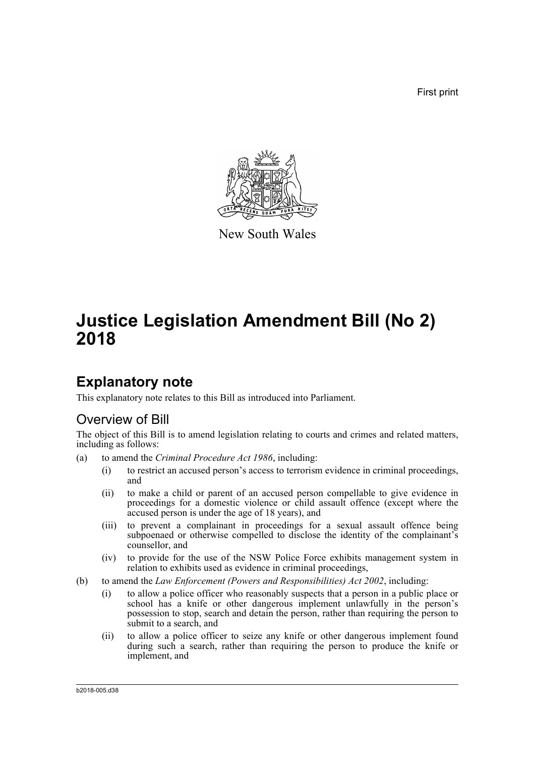First print

New South Wales

# Justice Legislation Amendment Bill (No 2) 2018

## Explanatory note

This explanatory note relates to this Bill as introduced into Parliament.

### Overview of Bill

The object of this Bill is to amend legislation relating to courts and crimes and related matters, including as follows:

(a) to amend the *Criminal Procedure Act 1986*, including:

   (i) to restrict an accused person's access to terrorism evidence in criminal proceedings, and

   (ii) to make a child or parent of an accused person compellable to give evidence in proceedings for a domestic violence or child assault offence (except where the accused person is under the age of 18 years), and

   (iii) to prevent a complainant in proceedings for a sexual assault offence being subpoenaed or otherwise compelled to disclose the identity of the complainant's counsellor, and

   (iv) to provide for the use of the NSW Police Force exhibits management system in relation to exhibits used as evidence in criminal proceedings,

(b) to amend the *Law Enforcement (Powers and Responsibilities) Act 2002*, including:

   (i) to allow a police officer who reasonably suspects that a person in a public place or school has a knife or other dangerous implement unlawfully in the person's possession to stop, search and detain the person, rather than requiring the person to submit to a search, and

   (ii) to allow a police officer to seize any knife or other dangerous implement found during such a search, rather than requiring the person to produce the knife or implement, and

b2018-005.d38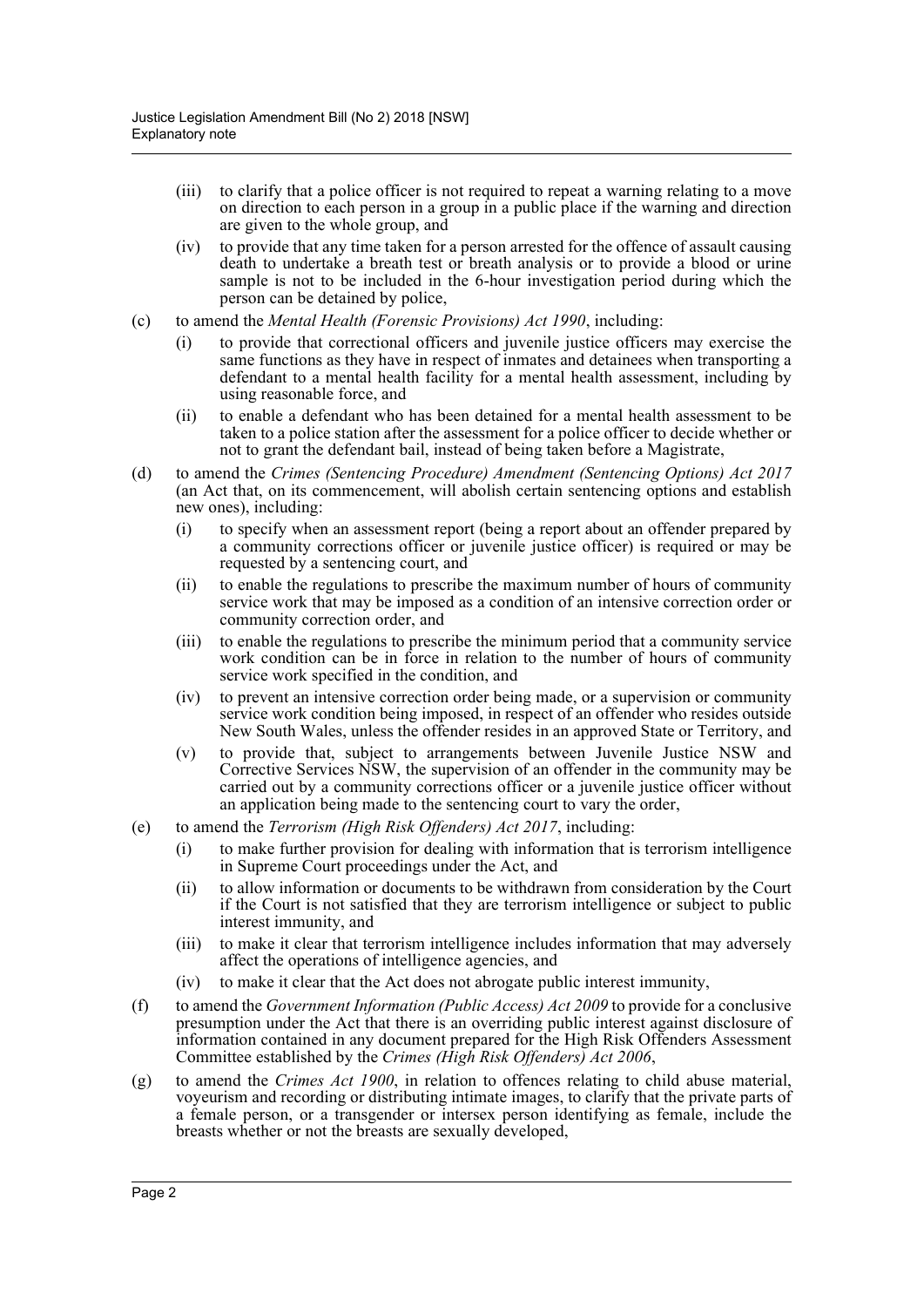- (iii) to clarify that a police officer is not required to repeat a warning relating to a move on direction to each person in a group in a public place if the warning and direction are given to the whole group, and
- (iv) to provide that any time taken for a person arrested for the offence of assault causing death to undertake a breath test or breath analysis or to provide a blood or urine sample is not to be included in the 6-hour investigation period during which the person can be detained by police,

(c) to amend the *Mental Health (Forensic Provisions) Act 1990*, including:

- (i) to provide that correctional officers and juvenile justice officers may exercise the same functions as they have in respect of inmates and detainees when transporting a defendant to a mental health facility for a mental health assessment, including by using reasonable force, and
- (ii) to enable a defendant who has been detained for a mental health assessment to be taken to a police station after the assessment for a police officer to decide whether or not to grant the defendant bail, instead of being taken before a Magistrate,

(d) to amend the *Crimes (Sentencing Procedure) Amendment (Sentencing Options) Act 2017* (an Act that, on its commencement, will abolish certain sentencing options and establish new ones), including:

- (i) to specify when an assessment report (being a report about an offender prepared by a community corrections officer or juvenile justice officer) is required or may be requested by a sentencing court, and
- (ii) to enable the regulations to prescribe the maximum number of hours of community service work that may be imposed as a condition of an intensive correction order or community correction order, and
- (iii) to enable the regulations to prescribe the minimum period that a community service work condition can be in force in relation to the number of hours of community service work specified in the condition, and
- (iv) to prevent an intensive correction order being made, or a supervision or community service work condition being imposed, in respect of an offender who resides outside New South Wales, unless the offender resides in an approved State or Territory, and
- (v) to provide that, subject to arrangements between Juvenile Justice NSW and Corrective Services NSW, the supervision of an offender in the community may be carried out by a community corrections officer or a juvenile justice officer without an application being made to the sentencing court to vary the order,

(e) to amend the *Terrorism (High Risk Offenders) Act 2017*, including:

- (i) to make further provision for dealing with information that is terrorism intelligence in Supreme Court proceedings under the Act, and
- (ii) to allow information or documents to be withdrawn from consideration by the Court if the Court is not satisfied that they are terrorism intelligence or subject to public interest immunity, and
- (iii) to make it clear that terrorism intelligence includes information that may adversely affect the operations of intelligence agencies, and
- (iv) to make it clear that the Act does not abrogate public interest immunity,

(f) to amend the *Government Information (Public Access) Act 2009* to provide for a conclusive presumption under the Act that there is an overriding public interest against disclosure of information contained in any document prepared for the High Risk Offenders Assessment Committee established by the *Crimes (High Risk Offenders) Act 2006*,

(g) to amend the *Crimes Act 1900*, in relation to offences relating to child abuse material, voyeurism and recording or distributing intimate images, to clarify that the private parts of a female person, or a transgender or intersex person identifying as female, include the breasts whether or not the breasts are sexually developed,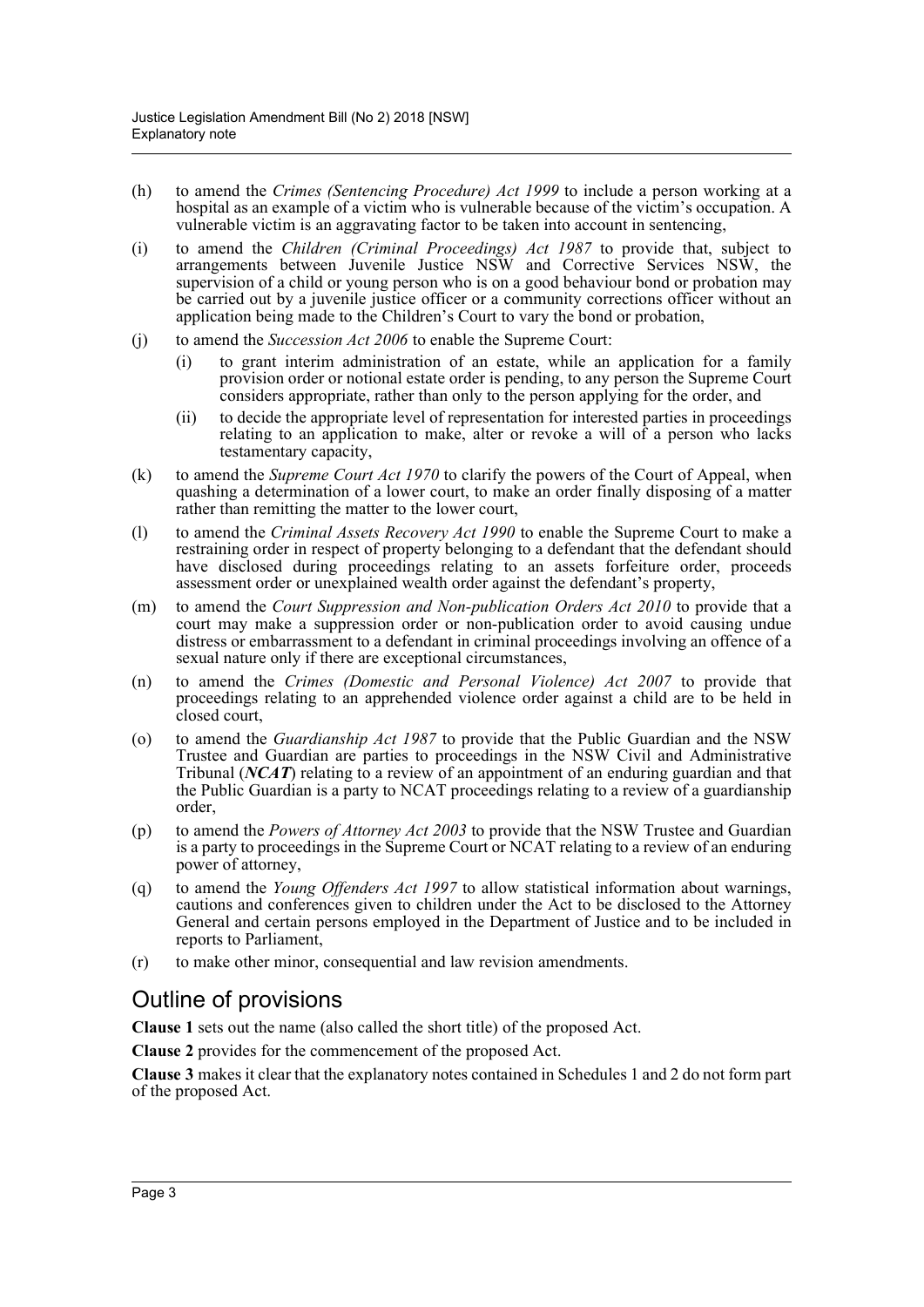(h) to amend the *Crimes (Sentencing Procedure) Act 1999* to include a person working at a hospital as an example of a victim who is vulnerable because of the victim's occupation. A vulnerable victim is an aggravating factor to be taken into account in sentencing,

(i) to amend the *Children (Criminal Proceedings) Act 1987* to provide that, subject to arrangements between Juvenile Justice NSW and Corrective Services NSW, the supervision of a child or young person who is on a good behaviour bond or probation may be carried out by a juvenile justice officer or a community corrections officer without an application being made to the Children's Court to vary the bond or probation,

(j) to amend the *Succession Act 2006* to enable the Supreme Court:

  (i) to grant interim administration of an estate, while an application for a family provision order or notional estate order is pending, to any person the Supreme Court considers appropriate, rather than only to the person applying for the order, and

  (ii) to decide the appropriate level of representation for interested parties in proceedings relating to an application to make, alter or revoke a will of a person who lacks testamentary capacity,

(k) to amend the *Supreme Court Act 1970* to clarify the powers of the Court of Appeal, when quashing a determination of a lower court, to make an order finally disposing of a matter rather than remitting the matter to the lower court,

(l) to amend the *Criminal Assets Recovery Act 1990* to enable the Supreme Court to make a restraining order in respect of property belonging to a defendant that the defendant should have disclosed during proceedings relating to an assets forfeiture order, proceeds assessment order or unexplained wealth order against the defendant's property,

(m) to amend the *Court Suppression and Non-publication Orders Act 2010* to provide that a court may make a suppression order or non-publication order to avoid causing undue distress or embarrassment to a defendant in criminal proceedings involving an offence of a sexual nature only if there are exceptional circumstances,

(n) to amend the *Crimes (Domestic and Personal Violence) Act 2007* to provide that proceedings relating to an apprehended violence order against a child are to be held in closed court,

(o) to amend the *Guardianship Act 1987* to provide that the Public Guardian and the NSW Trustee and Guardian are parties to proceedings in the NSW Civil and Administrative Tribunal (***NCAT***) relating to a review of an appointment of an enduring guardian and that the Public Guardian is a party to NCAT proceedings relating to a review of a guardianship order,

(p) to amend the *Powers of Attorney Act 2003* to provide that the NSW Trustee and Guardian is a party to proceedings in the Supreme Court or NCAT relating to a review of an enduring power of attorney,

(q) to amend the *Young Offenders Act 1997* to allow statistical information about warnings, cautions and conferences given to children under the Act to be disclosed to the Attorney General and certain persons employed in the Department of Justice and to be included in reports to Parliament,

(r) to make other minor, consequential and law revision amendments.

## Outline of provisions

**Clause 1** sets out the name (also called the short title) of the proposed Act.

**Clause 2** provides for the commencement of the proposed Act.

**Clause 3** makes it clear that the explanatory notes contained in Schedules 1 and 2 do not form part of the proposed Act.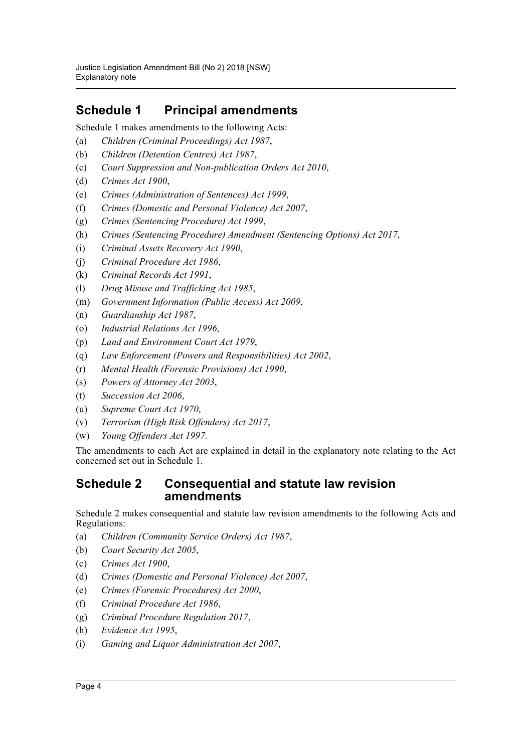## Schedule 1 Principal amendments

Schedule 1 makes amendments to the following Acts:

(a) *Children (Criminal Proceedings) Act 1987*,

(b) *Children (Detention Centres) Act 1987*,

(c) *Court Suppression and Non-publication Orders Act 2010*,

(d) *Crimes Act 1900*,

(e) *Crimes (Administration of Sentences) Act 1999*,

(f) *Crimes (Domestic and Personal Violence) Act 2007*,

(g) *Crimes (Sentencing Procedure) Act 1999*,

(h) *Crimes (Sentencing Procedure) Amendment (Sentencing Options) Act 2017*,

(i) *Criminal Assets Recovery Act 1990*,

(j) *Criminal Procedure Act 1986*,

(k) *Criminal Records Act 1991*,

(l) *Drug Misuse and Trafficking Act 1985*,

(m) *Government Information (Public Access) Act 2009*,

(n) *Guardianship Act 1987*,

(o) *Industrial Relations Act 1996*,

(p) *Land and Environment Court Act 1979*,

(q) *Law Enforcement (Powers and Responsibilities) Act 2002*,

(r) *Mental Health (Forensic Provisions) Act 1990*,

(s) *Powers of Attorney Act 2003*,

(t) *Succession Act 2006*,

(u) *Supreme Court Act 1970*,

(v) *Terrorism (High Risk Offenders) Act 2017*,

(w) *Young Offenders Act 1997*.

The amendments to each Act are explained in detail in the explanatory note relating to the Act concerned set out in Schedule 1.

## Schedule 2 Consequential and statute law revision amendments

Schedule 2 makes consequential and statute law revision amendments to the following Acts and Regulations:

(a) *Children (Community Service Orders) Act 1987*,

(b) *Court Security Act 2005*,

(c) *Crimes Act 1900*,

(d) *Crimes (Domestic and Personal Violence) Act 2007*,

(e) *Crimes (Forensic Procedures) Act 2000*,

(f) *Criminal Procedure Act 1986*,

(g) *Criminal Procedure Regulation 2017*,

(h) *Evidence Act 1995*,

(i) *Gaming and Liquor Administration Act 2007*,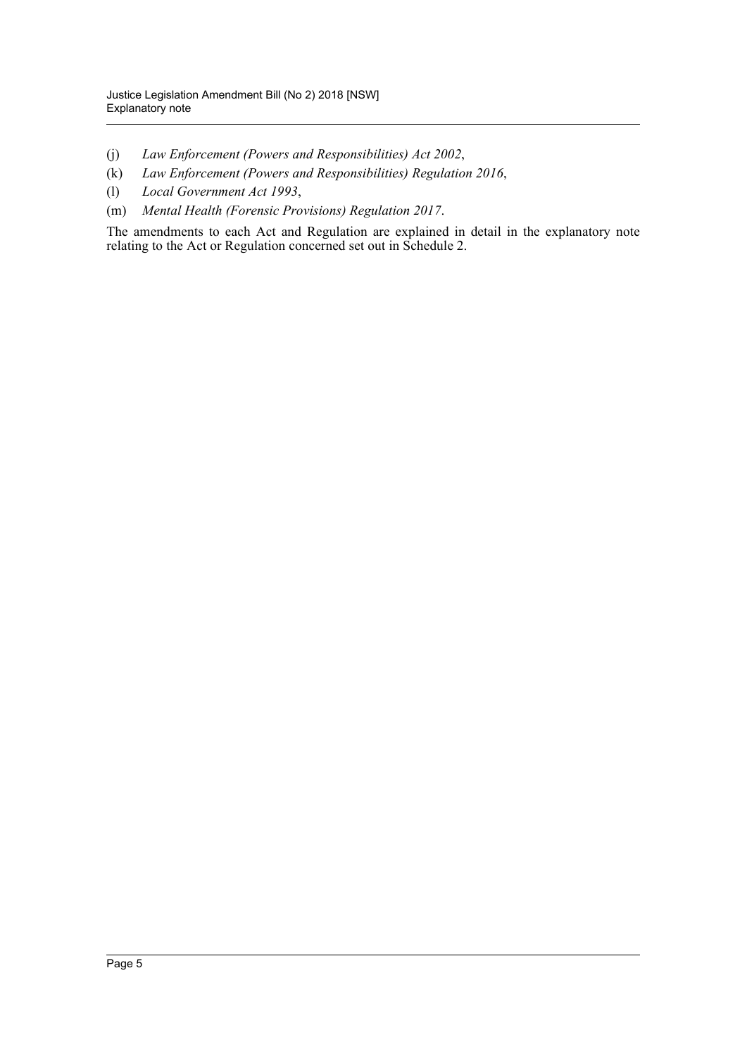(j) *Law Enforcement (Powers and Responsibilities) Act 2002*,

(k) *Law Enforcement (Powers and Responsibilities) Regulation 2016*,

(l) *Local Government Act 1993*,

(m) *Mental Health (Forensic Provisions) Regulation 2017*.

The amendments to each Act and Regulation are explained in detail in the explanatory note relating to the Act or Regulation concerned set out in Schedule 2.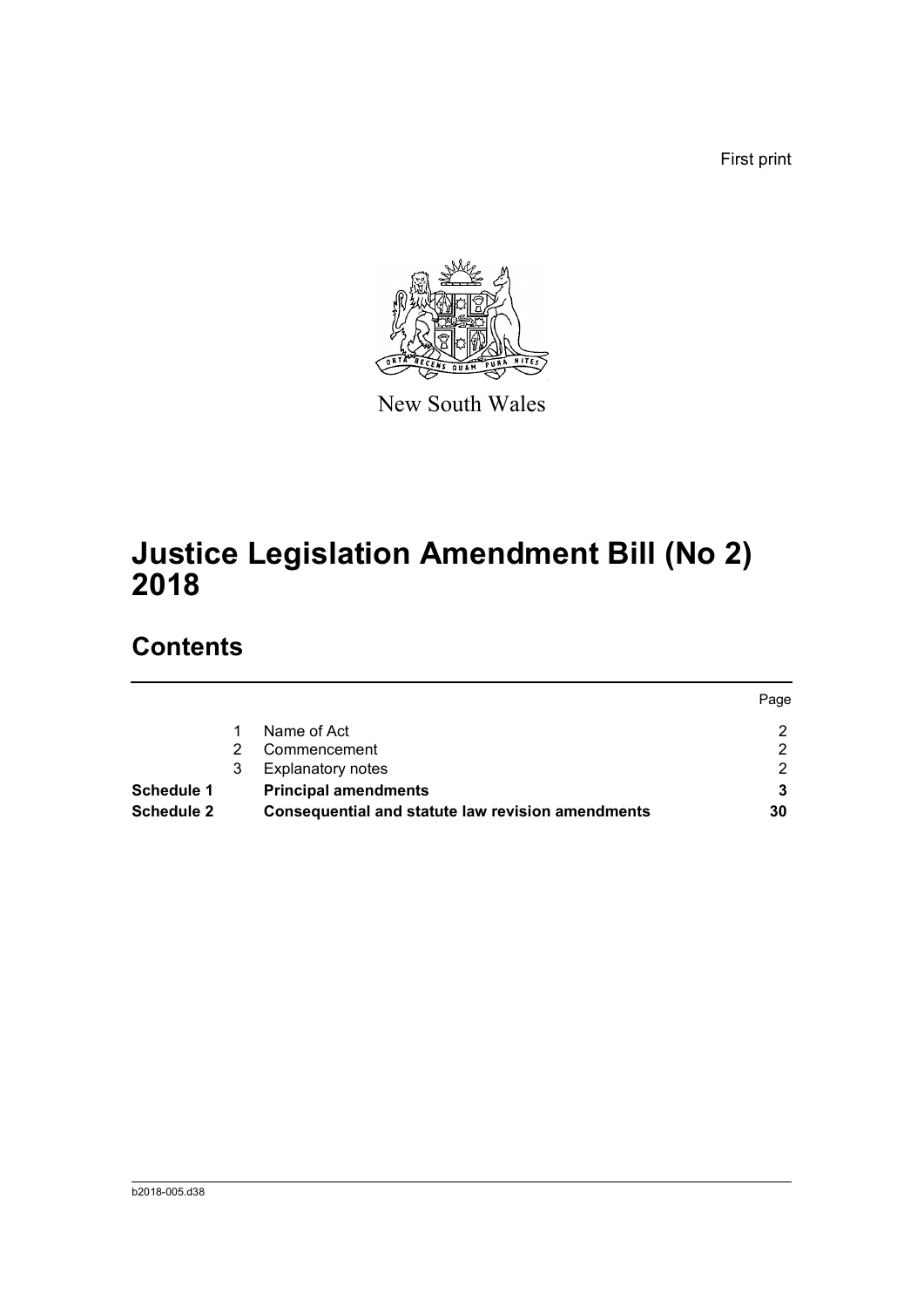First print

New South Wales

# Justice Legislation Amendment Bill (No 2) 2018

## Contents

| | | | Page |
|---|---|---|---|
| | 1 | Name of Act | 2 |
| | 2 | Commencement | 2 |
| | 3 | Explanatory notes | 2 |
| **Schedule 1** | | **Principal amendments** | **3** |
| **Schedule 2** | | **Consequential and statute law revision amendments** | **30** |

b2018-005.d38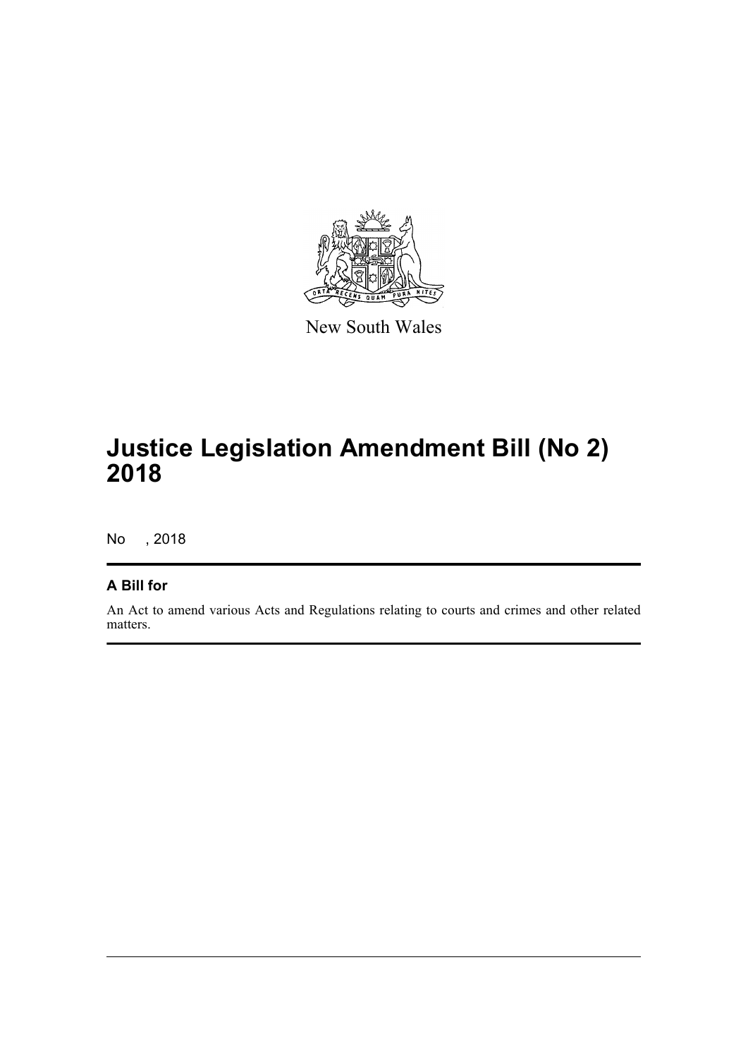New South Wales

# Justice Legislation Amendment Bill (No 2) 2018

No , 2018

### A Bill for

An Act to amend various Acts and Regulations relating to courts and crimes and other related matters.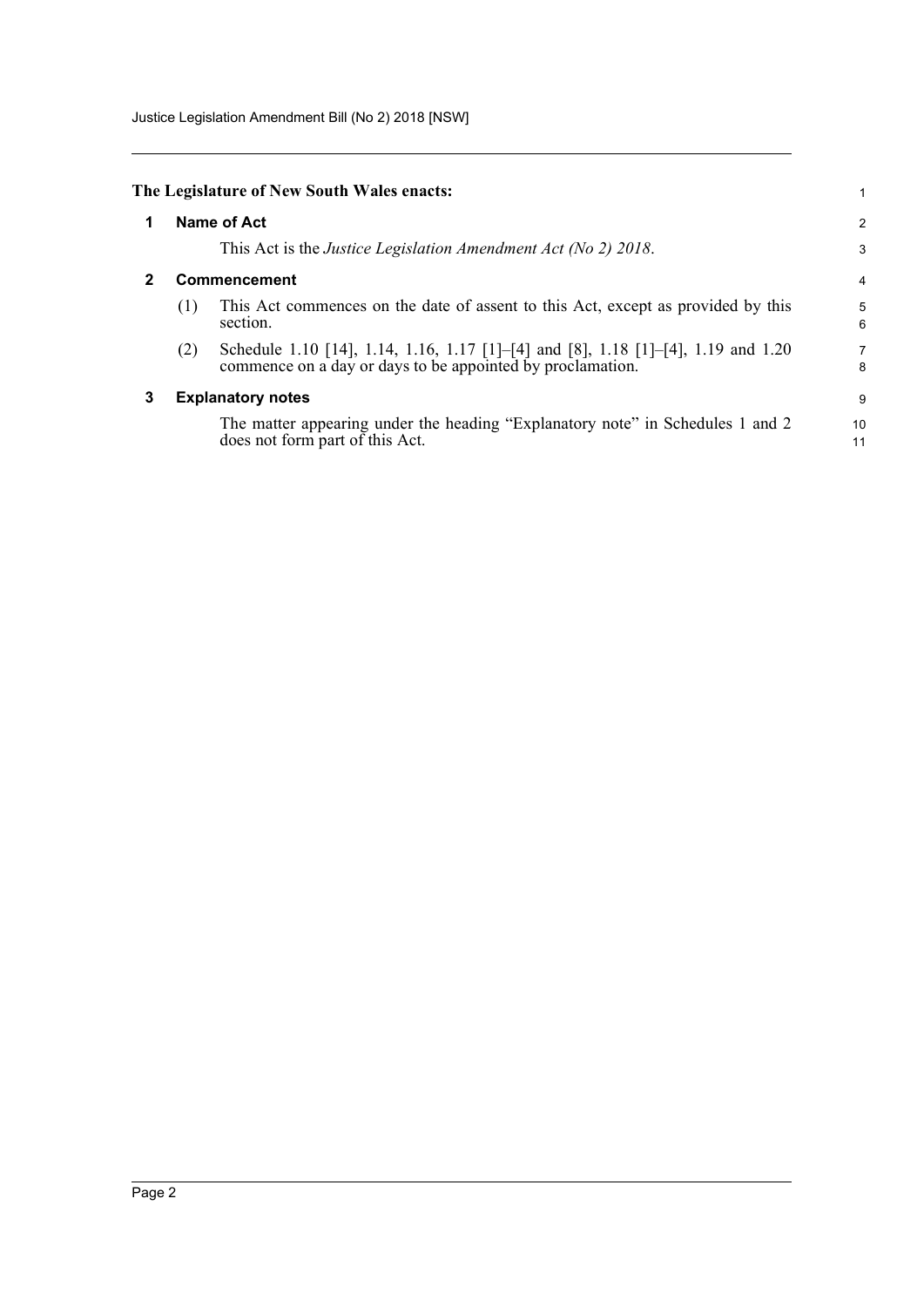**The Legislature of New South Wales enacts:**

## 1 Name of Act

This Act is the *Justice Legislation Amendment Act (No 2) 2018*.

## 2 Commencement

(1) This Act commences on the date of assent to this Act, except as provided by this section.

(2) Schedule 1.10 [14], 1.14, 1.16, 1.17 [1]–[4] and [8], 1.18 [1]–[4], 1.19 and 1.20 commence on a day or days to be appointed by proclamation.

## 3 Explanatory notes

The matter appearing under the heading "Explanatory note" in Schedules 1 and 2 does not form part of this Act.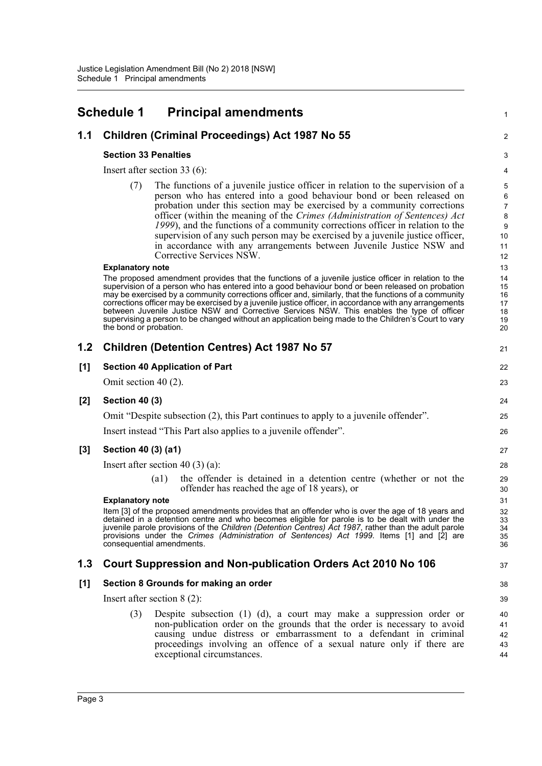# Schedule 1 Principal amendments

## 1.1 Children (Criminal Proceedings) Act 1987 No 55

### Section 33 Penalties

Insert after section 33 (6):

> (7) The functions of a juvenile justice officer in relation to the supervision of a person who has entered into a good behaviour bond or been released on probation under this section may be exercised by a community corrections officer (within the meaning of the *Crimes (Administration of Sentences) Act 1999*), and the functions of a community corrections officer in relation to the supervision of any such person may be exercised by a juvenile justice officer, in accordance with any arrangements between Juvenile Justice NSW and Corrective Services NSW.

**Explanatory note**

The proposed amendment provides that the functions of a juvenile justice officer in relation to the supervision of a person who has entered into a good behaviour bond or been released on probation may be exercised by a community corrections officer and, similarly, that the functions of a community corrections officer may be exercised by a juvenile justice officer, in accordance with any arrangements between Juvenile Justice NSW and Corrective Services NSW. This enables the type of officer supervising a person to be changed without an application being made to the Children's Court to vary the bond or probation.

## 1.2 Children (Detention Centres) Act 1987 No 57

### [1] Section 40 Application of Part

Omit section 40 (2).

### [2] Section 40 (3)

Omit "Despite subsection (2), this Part continues to apply to a juvenile offender".

Insert instead "This Part also applies to a juvenile offender".

### [3] Section 40 (3) (a1)

Insert after section 40 (3) (a):

> (a1) the offender is detained in a detention centre (whether or not the offender has reached the age of 18 years), or

**Explanatory note**

Item [3] of the proposed amendments provides that an offender who is over the age of 18 years and detained in a detention centre and who becomes eligible for parole is to be dealt with under the juvenile parole provisions of the *Children (Detention Centres) Act 1987*, rather than the adult parole provisions under the *Crimes (Administration of Sentences) Act 1999*. Items [1] and [2] are consequential amendments.

## 1.3 Court Suppression and Non-publication Orders Act 2010 No 106

### [1] Section 8 Grounds for making an order

Insert after section 8 (2):

> (3) Despite subsection (1) (d), a court may make a suppression order or non-publication order on the grounds that the order is necessary to avoid causing undue distress or embarrassment to a defendant in criminal proceedings involving an offence of a sexual nature only if there are exceptional circumstances.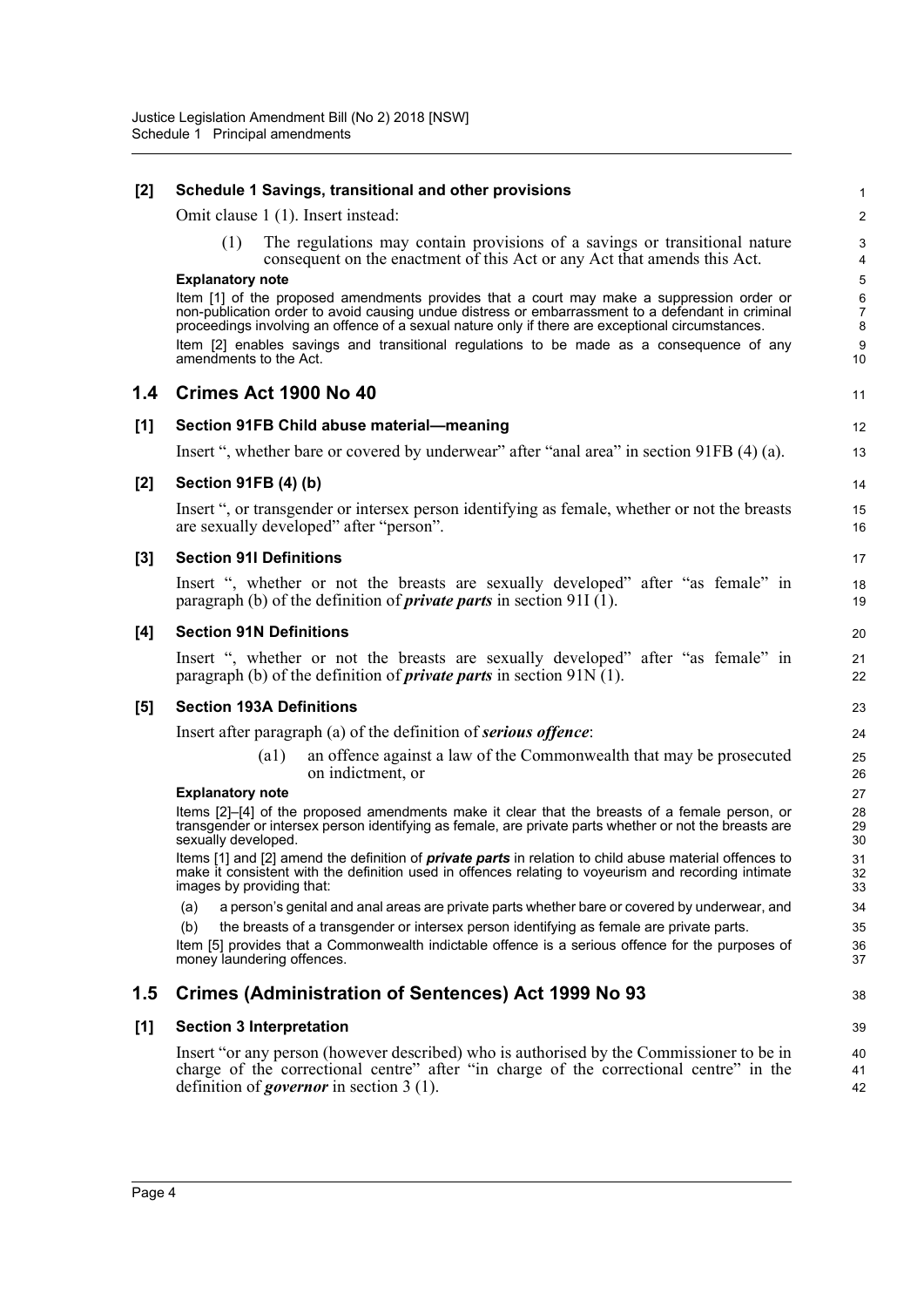**[2] Schedule 1 Savings, transitional and other provisions**

Omit clause 1 (1). Insert instead:

> (1) The regulations may contain provisions of a savings or transitional nature consequent on the enactment of this Act or any Act that amends this Act.

**Explanatory note**

Item [1] of the proposed amendments provides that a court may make a suppression order or non-publication order to avoid causing undue distress or embarrassment to a defendant in criminal proceedings involving an offence of a sexual nature only if there are exceptional circumstances.

Item [2] enables savings and transitional regulations to be made as a consequence of any amendments to the Act.

## 1.4 Crimes Act 1900 No 40

**[1] Section 91FB Child abuse material—meaning**

Insert ", whether bare or covered by underwear" after "anal area" in section 91FB (4) (a).

**[2] Section 91FB (4) (b)**

Insert ", or transgender or intersex person identifying as female, whether or not the breasts are sexually developed" after "person".

**[3] Section 91I Definitions**

Insert ", whether or not the breasts are sexually developed" after "as female" in paragraph (b) of the definition of ***private parts*** in section 91I (1).

**[4] Section 91N Definitions**

Insert ", whether or not the breasts are sexually developed" after "as female" in paragraph (b) of the definition of ***private parts*** in section 91N (1).

**[5] Section 193A Definitions**

Insert after paragraph (a) of the definition of ***serious offence***:

> (a1) an offence against a law of the Commonwealth that may be prosecuted on indictment, or

**Explanatory note**

Items [2]–[4] of the proposed amendments make it clear that the breasts of a female person, or transgender or intersex person identifying as female, are private parts whether or not the breasts are sexually developed.

Items [1] and [2] amend the definition of ***private parts*** in relation to child abuse material offences to make it consistent with the definition used in offences relating to voyeurism and recording intimate images by providing that:

(a) a person's genital and anal areas are private parts whether bare or covered by underwear, and

(b) the breasts of a transgender or intersex person identifying as female are private parts.

Item [5] provides that a Commonwealth indictable offence is a serious offence for the purposes of money laundering offences.

## 1.5 Crimes (Administration of Sentences) Act 1999 No 93

**[1] Section 3 Interpretation**

Insert "or any person (however described) who is authorised by the Commissioner to be in charge of the correctional centre" after "in charge of the correctional centre" in the definition of ***governor*** in section 3 (1).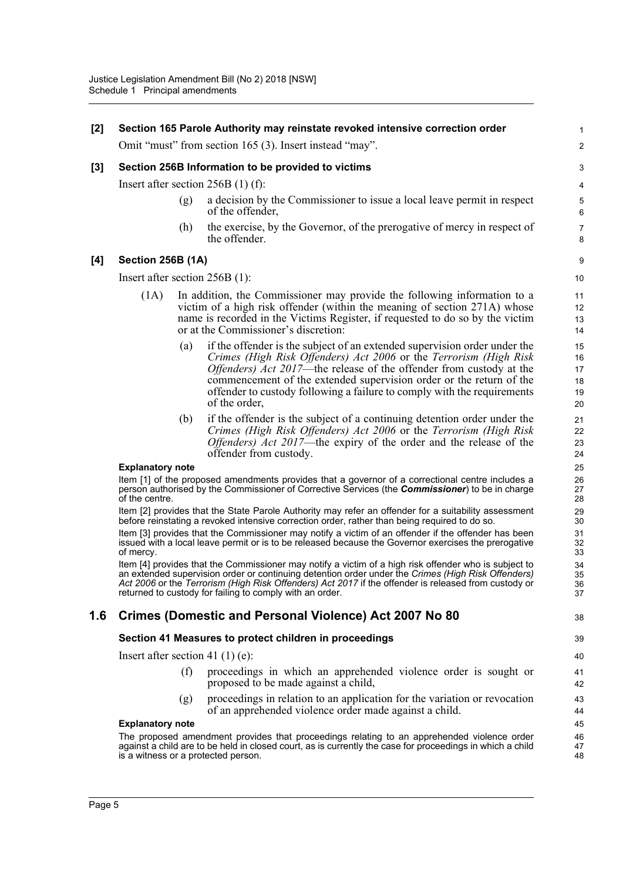**[2] Section 165 Parole Authority may reinstate revoked intensive correction order**

Omit "must" from section 165 (3). Insert instead "may".

**[3] Section 256B Information to be provided to victims**

Insert after section 256B (1) (f):

> (g) a decision by the Commissioner to issue a local leave permit in respect of the offender,
>
> (h) the exercise, by the Governor, of the prerogative of mercy in respect of the offender.

**[4] Section 256B (1A)**

Insert after section 256B (1):

> (1A) In addition, the Commissioner may provide the following information to a victim of a high risk offender (within the meaning of section 271A) whose name is recorded in the Victims Register, if requested to do so by the victim or at the Commissioner's discretion:
>
> (a) if the offender is the subject of an extended supervision order under the *Crimes (High Risk Offenders) Act 2006* or the *Terrorism (High Risk Offenders) Act 2017*—the release of the offender from custody at the commencement of the extended supervision order or the return of the offender to custody following a failure to comply with the requirements of the order,
>
> (b) if the offender is the subject of a continuing detention order under the *Crimes (High Risk Offenders) Act 2006* or the *Terrorism (High Risk Offenders) Act 2017*—the expiry of the order and the release of the offender from custody.

**Explanatory note**

Item [1] of the proposed amendments provides that a governor of a correctional centre includes a person authorised by the Commissioner of Corrective Services (the ***Commissioner***) to be in charge of the centre.

Item [2] provides that the State Parole Authority may refer an offender for a suitability assessment before reinstating a revoked intensive correction order, rather than being required to do so.

Item [3] provides that the Commissioner may notify a victim of an offender if the offender has been issued with a local leave permit or is to be released because the Governor exercises the prerogative of mercy.

Item [4] provides that the Commissioner may notify a victim of a high risk offender who is subject to an extended supervision order or continuing detention order under the *Crimes (High Risk Offenders) Act 2006* or the *Terrorism (High Risk Offenders) Act 2017* if the offender is released from custody or returned to custody for failing to comply with an order.

## 1.6 Crimes (Domestic and Personal Violence) Act 2007 No 80

**Section 41 Measures to protect children in proceedings**

Insert after section 41 (1) (e):

> (f) proceedings in which an apprehended violence order is sought or proposed to be made against a child,
>
> (g) proceedings in relation to an application for the variation or revocation of an apprehended violence order made against a child.

**Explanatory note**

The proposed amendment provides that proceedings relating to an apprehended violence order against a child are to be held in closed court, as is currently the case for proceedings in which a child is a witness or a protected person.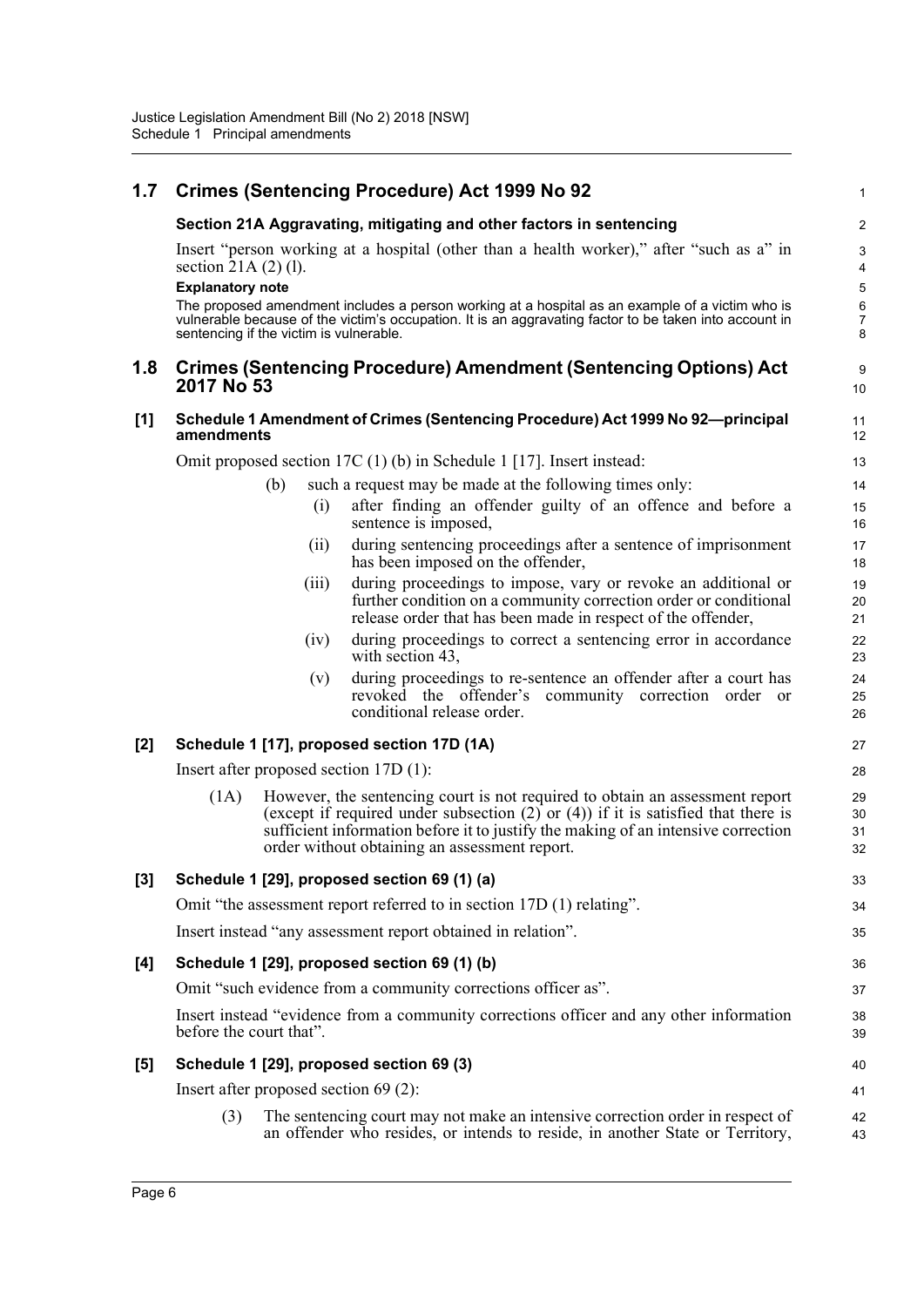## 1.7 Crimes (Sentencing Procedure) Act 1999 No 92

### Section 21A Aggravating, mitigating and other factors in sentencing

Insert "person working at a hospital (other than a health worker)," after "such as a" in section 21A (2) (l).

**Explanatory note**

The proposed amendment includes a person working at a hospital as an example of a victim who is vulnerable because of the victim's occupation. It is an aggravating factor to be taken into account in sentencing if the victim is vulnerable.

## 1.8 Crimes (Sentencing Procedure) Amendment (Sentencing Options) Act 2017 No 53

### [1] Schedule 1 Amendment of Crimes (Sentencing Procedure) Act 1999 No 92—principal amendments

Omit proposed section 17C (1) (b) in Schedule 1 [17]. Insert instead:

> (b) such a request may be made at the following times only:
>
> (i) after finding an offender guilty of an offence and before a sentence is imposed,
>
> (ii) during sentencing proceedings after a sentence of imprisonment has been imposed on the offender,
>
> (iii) during proceedings to impose, vary or revoke an additional or further condition on a community correction order or conditional release order that has been made in respect of the offender,
>
> (iv) during proceedings to correct a sentencing error in accordance with section 43,
>
> (v) during proceedings to re-sentence an offender after a court has revoked the offender's community correction order or conditional release order.

### [2] Schedule 1 [17], proposed section 17D (1A)

Insert after proposed section 17D (1):

> (1A) However, the sentencing court is not required to obtain an assessment report (except if required under subsection (2) or (4)) if it is satisfied that there is sufficient information before it to justify the making of an intensive correction order without obtaining an assessment report.

### [3] Schedule 1 [29], proposed section 69 (1) (a)

Omit "the assessment report referred to in section 17D (1) relating".

Insert instead "any assessment report obtained in relation".

### [4] Schedule 1 [29], proposed section 69 (1) (b)

Omit "such evidence from a community corrections officer as".

Insert instead "evidence from a community corrections officer and any other information before the court that".

### [5] Schedule 1 [29], proposed section 69 (3)

Insert after proposed section 69 (2):

> (3) The sentencing court may not make an intensive correction order in respect of an offender who resides, or intends to reside, in another State or Territory,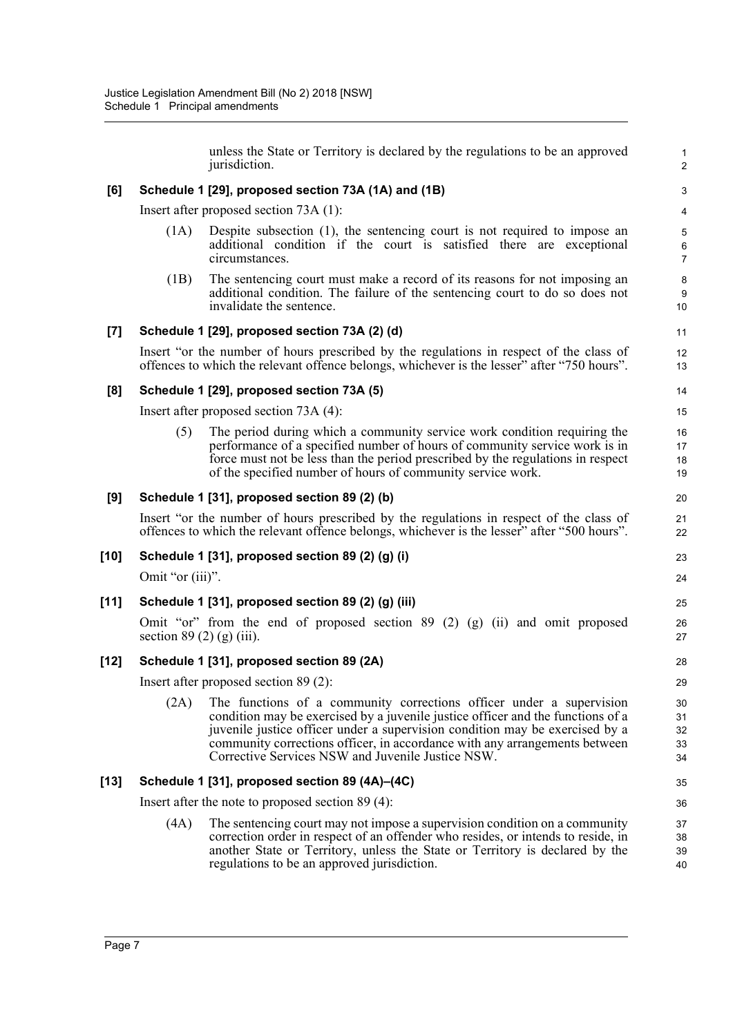unless the State or Territory is declared by the regulations to be an approved jurisdiction.

**[6] Schedule 1 [29], proposed section 73A (1A) and (1B)**

Insert after proposed section 73A (1):

(1A) Despite subsection (1), the sentencing court is not required to impose an additional condition if the court is satisfied there are exceptional circumstances.

(1B) The sentencing court must make a record of its reasons for not imposing an additional condition. The failure of the sentencing court to do so does not invalidate the sentence.

**[7] Schedule 1 [29], proposed section 73A (2) (d)**

Insert "or the number of hours prescribed by the regulations in respect of the class of offences to which the relevant offence belongs, whichever is the lesser" after "750 hours".

**[8] Schedule 1 [29], proposed section 73A (5)**

Insert after proposed section 73A (4):

(5) The period during which a community service work condition requiring the performance of a specified number of hours of community service work is in force must not be less than the period prescribed by the regulations in respect of the specified number of hours of community service work.

**[9] Schedule 1 [31], proposed section 89 (2) (b)**

Insert "or the number of hours prescribed by the regulations in respect of the class of offences to which the relevant offence belongs, whichever is the lesser" after "500 hours".

**[10] Schedule 1 [31], proposed section 89 (2) (g) (i)**

Omit "or (iii)".

**[11] Schedule 1 [31], proposed section 89 (2) (g) (iii)**

Omit "or" from the end of proposed section 89 (2) (g) (ii) and omit proposed section 89 (2) (g) (iii).

**[12] Schedule 1 [31], proposed section 89 (2A)**

Insert after proposed section 89 (2):

(2A) The functions of a community corrections officer under a supervision condition may be exercised by a juvenile justice officer and the functions of a juvenile justice officer under a supervision condition may be exercised by a community corrections officer, in accordance with any arrangements between Corrective Services NSW and Juvenile Justice NSW.

**[13] Schedule 1 [31], proposed section 89 (4A)–(4C)**

Insert after the note to proposed section 89 (4):

(4A) The sentencing court may not impose a supervision condition on a community correction order in respect of an offender who resides, or intends to reside, in another State or Territory, unless the State or Territory is declared by the regulations to be an approved jurisdiction.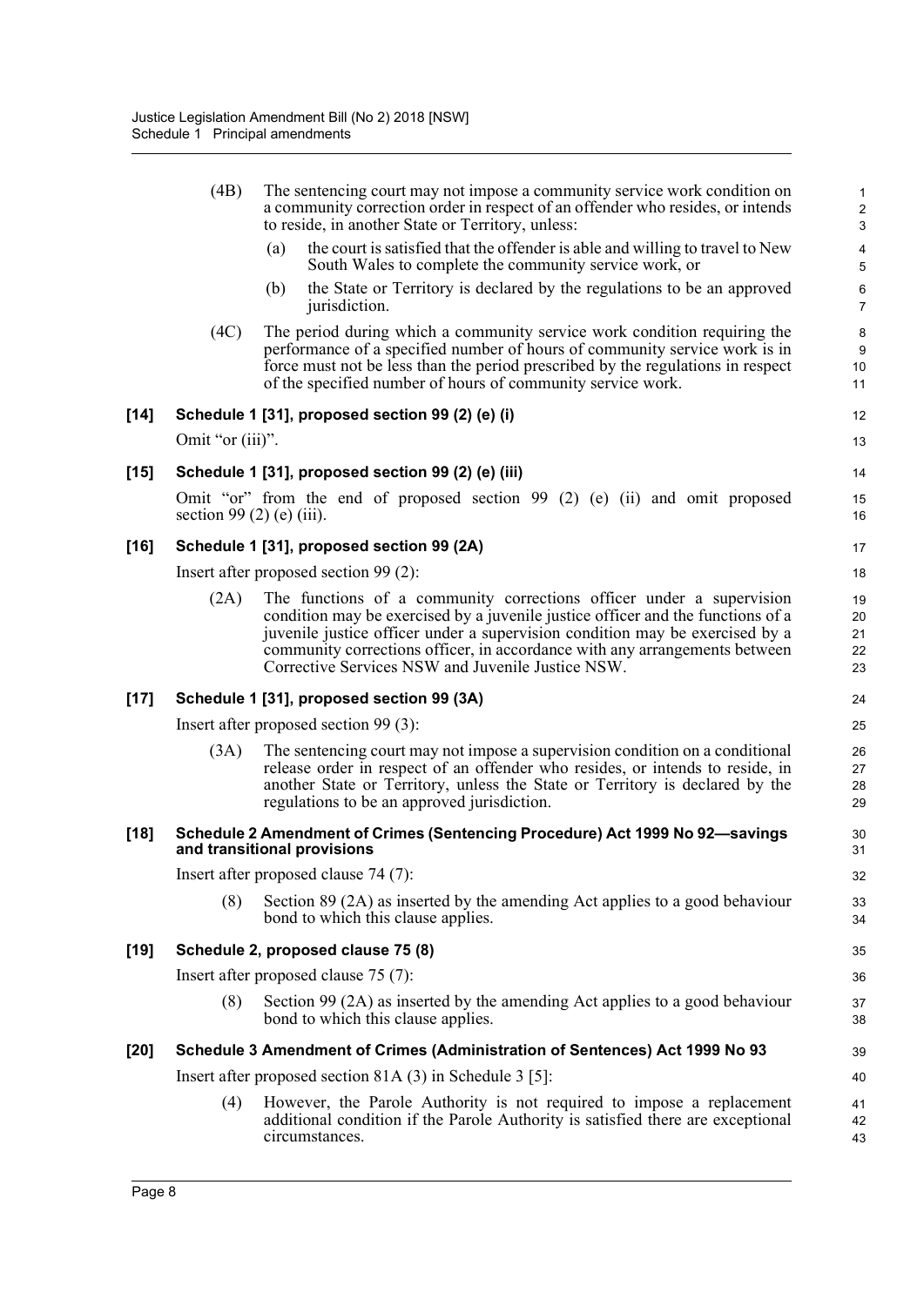(4B) The sentencing court may not impose a community service work condition on a community correction order in respect of an offender who resides, or intends to reside, in another State or Territory, unless:

(a) the court is satisfied that the offender is able and willing to travel to New South Wales to complete the community service work, or

(b) the State or Territory is declared by the regulations to be an approved jurisdiction.

(4C) The period during which a community service work condition requiring the performance of a specified number of hours of community service work is in force must not be less than the period prescribed by the regulations in respect of the specified number of hours of community service work.

### [14] Schedule 1 [31], proposed section 99 (2) (e) (i)

Omit "or (iii)".

### [15] Schedule 1 [31], proposed section 99 (2) (e) (iii)

Omit "or" from the end of proposed section 99 (2) (e) (ii) and omit proposed section 99 (2) (e) (iii).

### [16] Schedule 1 [31], proposed section 99 (2A)

Insert after proposed section 99 (2):

(2A) The functions of a community corrections officer under a supervision condition may be exercised by a juvenile justice officer and the functions of a juvenile justice officer under a supervision condition may be exercised by a community corrections officer, in accordance with any arrangements between Corrective Services NSW and Juvenile Justice NSW.

### [17] Schedule 1 [31], proposed section 99 (3A)

Insert after proposed section 99 (3):

(3A) The sentencing court may not impose a supervision condition on a conditional release order in respect of an offender who resides, or intends to reside, in another State or Territory, unless the State or Territory is declared by the regulations to be an approved jurisdiction.

### [18] Schedule 2 Amendment of Crimes (Sentencing Procedure) Act 1999 No 92—savings and transitional provisions

Insert after proposed clause 74 (7):

(8) Section 89 (2A) as inserted by the amending Act applies to a good behaviour bond to which this clause applies.

### [19] Schedule 2, proposed clause 75 (8)

Insert after proposed clause 75 (7):

(8) Section 99 (2A) as inserted by the amending Act applies to a good behaviour bond to which this clause applies.

### [20] Schedule 3 Amendment of Crimes (Administration of Sentences) Act 1999 No 93

Insert after proposed section 81A (3) in Schedule 3 [5]:

(4) However, the Parole Authority is not required to impose a replacement additional condition if the Parole Authority is satisfied there are exceptional circumstances.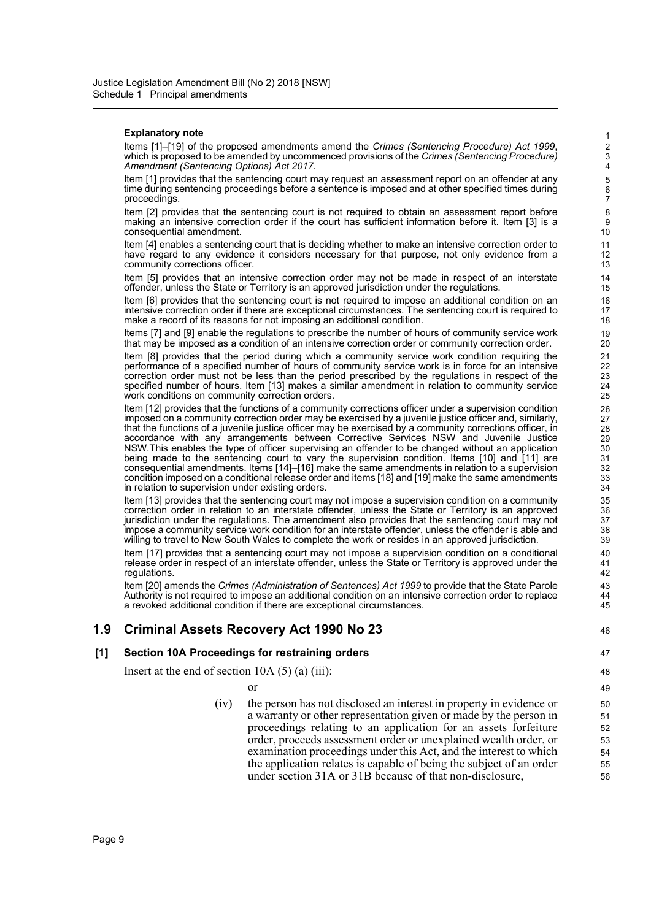**Explanatory note**

Items [1]–[19] of the proposed amendments amend the *Crimes (Sentencing Procedure) Act 1999*, which is proposed to be amended by uncommenced provisions of the *Crimes (Sentencing Procedure) Amendment (Sentencing Options) Act 2017*.

Item [1] provides that the sentencing court may request an assessment report on an offender at any time during sentencing proceedings before a sentence is imposed and at other specified times during proceedings.

Item [2] provides that the sentencing court is not required to obtain an assessment report before making an intensive correction order if the court has sufficient information before it. Item [3] is a consequential amendment.

Item [4] enables a sentencing court that is deciding whether to make an intensive correction order to have regard to any evidence it considers necessary for that purpose, not only evidence from a community corrections officer.

Item [5] provides that an intensive correction order may not be made in respect of an interstate offender, unless the State or Territory is an approved jurisdiction under the regulations.

Item [6] provides that the sentencing court is not required to impose an additional condition on an intensive correction order if there are exceptional circumstances. The sentencing court is required to make a record of its reasons for not imposing an additional condition.

Items [7] and [9] enable the regulations to prescribe the number of hours of community service work that may be imposed as a condition of an intensive correction order or community correction order.

Item [8] provides that the period during which a community service work condition requiring the performance of a specified number of hours of community service work is in force for an intensive correction order must not be less than the period prescribed by the regulations in respect of the specified number of hours. Item [13] makes a similar amendment in relation to community service work conditions on community correction orders.

Item [12] provides that the functions of a community corrections officer under a supervision condition imposed on a community correction order may be exercised by a juvenile justice officer and, similarly, that the functions of a juvenile justice officer may be exercised by a community corrections officer, in accordance with any arrangements between Corrective Services NSW and Juvenile Justice NSW.This enables the type of officer supervising an offender to be changed without an application being made to the sentencing court to vary the supervision condition. Items [10] and [11] are consequential amendments. Items [14]–[16] make the same amendments in relation to a supervision condition imposed on a conditional release order and items [18] and [19] make the same amendments in relation to supervision under existing orders.

Item [13] provides that the sentencing court may not impose a supervision condition on a community correction order in relation to an interstate offender, unless the State or Territory is an approved jurisdiction under the regulations. The amendment also provides that the sentencing court may not impose a community service work condition for an interstate offender, unless the offender is able and willing to travel to New South Wales to complete the work or resides in an approved jurisdiction.

Item [17] provides that a sentencing court may not impose a supervision condition on a conditional release order in respect of an interstate offender, unless the State or Territory is approved under the regulations.

Item [20] amends the *Crimes (Administration of Sentences) Act 1999* to provide that the State Parole Authority is not required to impose an additional condition on an intensive correction order to replace a revoked additional condition if there are exceptional circumstances.

## 1.9 Criminal Assets Recovery Act 1990 No 23

### [1] Section 10A Proceedings for restraining orders

Insert at the end of section 10A (5) (a) (iii):

or

(iv) the person has not disclosed an interest in property in evidence or a warranty or other representation given or made by the person in proceedings relating to an application for an assets forfeiture order, proceeds assessment order or unexplained wealth order, or examination proceedings under this Act, and the interest to which the application relates is capable of being the subject of an order under section 31A or 31B because of that non-disclosure,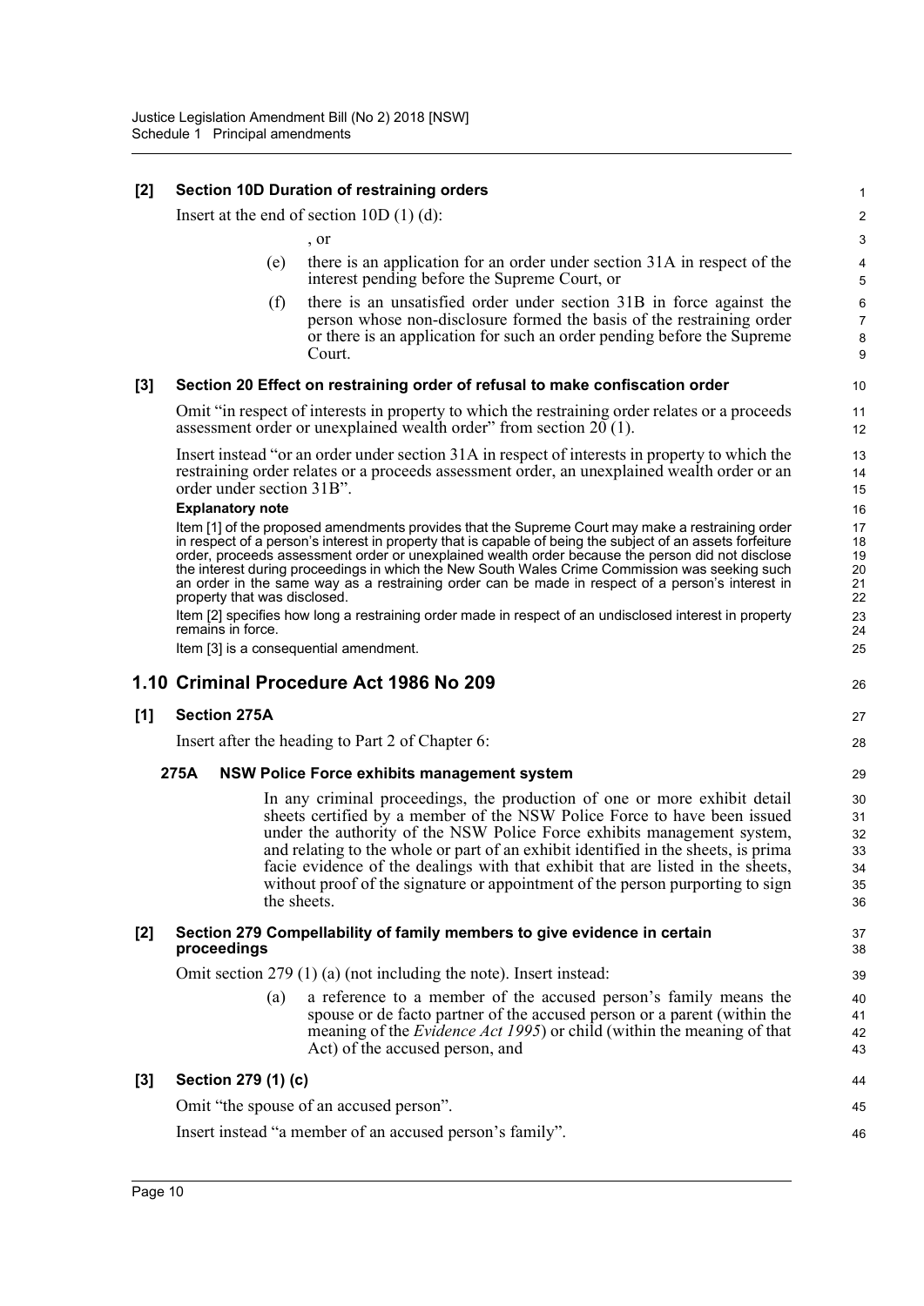**[2] Section 10D Duration of restraining orders**

Insert at the end of section 10D (1) (d):

, or

(e) there is an application for an order under section 31A in respect of the interest pending before the Supreme Court, or

(f) there is an unsatisfied order under section 31B in force against the person whose non-disclosure formed the basis of the restraining order or there is an application for such an order pending before the Supreme Court.

**[3] Section 20 Effect on restraining order of refusal to make confiscation order**

Omit "in respect of interests in property to which the restraining order relates or a proceeds assessment order or unexplained wealth order" from section 20 (1).

Insert instead "or an order under section 31A in respect of interests in property to which the restraining order relates or a proceeds assessment order, an unexplained wealth order or an order under section 31B".

**Explanatory note**

Item [1] of the proposed amendments provides that the Supreme Court may make a restraining order in respect of a person's interest in property that is capable of being the subject of an assets forfeiture order, proceeds assessment order or unexplained wealth order because the person did not disclose the interest during proceedings in which the New South Wales Crime Commission was seeking such an order in the same way as a restraining order can be made in respect of a person's interest in property that was disclosed.

Item [2] specifies how long a restraining order made in respect of an undisclosed interest in property remains in force.

Item [3] is a consequential amendment.

## 1.10 Criminal Procedure Act 1986 No 209

**[1] Section 275A**

Insert after the heading to Part 2 of Chapter 6:

**275A NSW Police Force exhibits management system**

In any criminal proceedings, the production of one or more exhibit detail sheets certified by a member of the NSW Police Force to have been issued under the authority of the NSW Police Force exhibits management system, and relating to the whole or part of an exhibit identified in the sheets, is prima facie evidence of the dealings with that exhibit that are listed in the sheets, without proof of the signature or appointment of the person purporting to sign the sheets.

**[2] Section 279 Compellability of family members to give evidence in certain proceedings**

Omit section 279 (1) (a) (not including the note). Insert instead:

(a) a reference to a member of the accused person's family means the spouse or de facto partner of the accused person or a parent (within the meaning of the *Evidence Act 1995*) or child (within the meaning of that Act) of the accused person, and

**[3] Section 279 (1) (c)**

Omit "the spouse of an accused person".

Insert instead "a member of an accused person's family".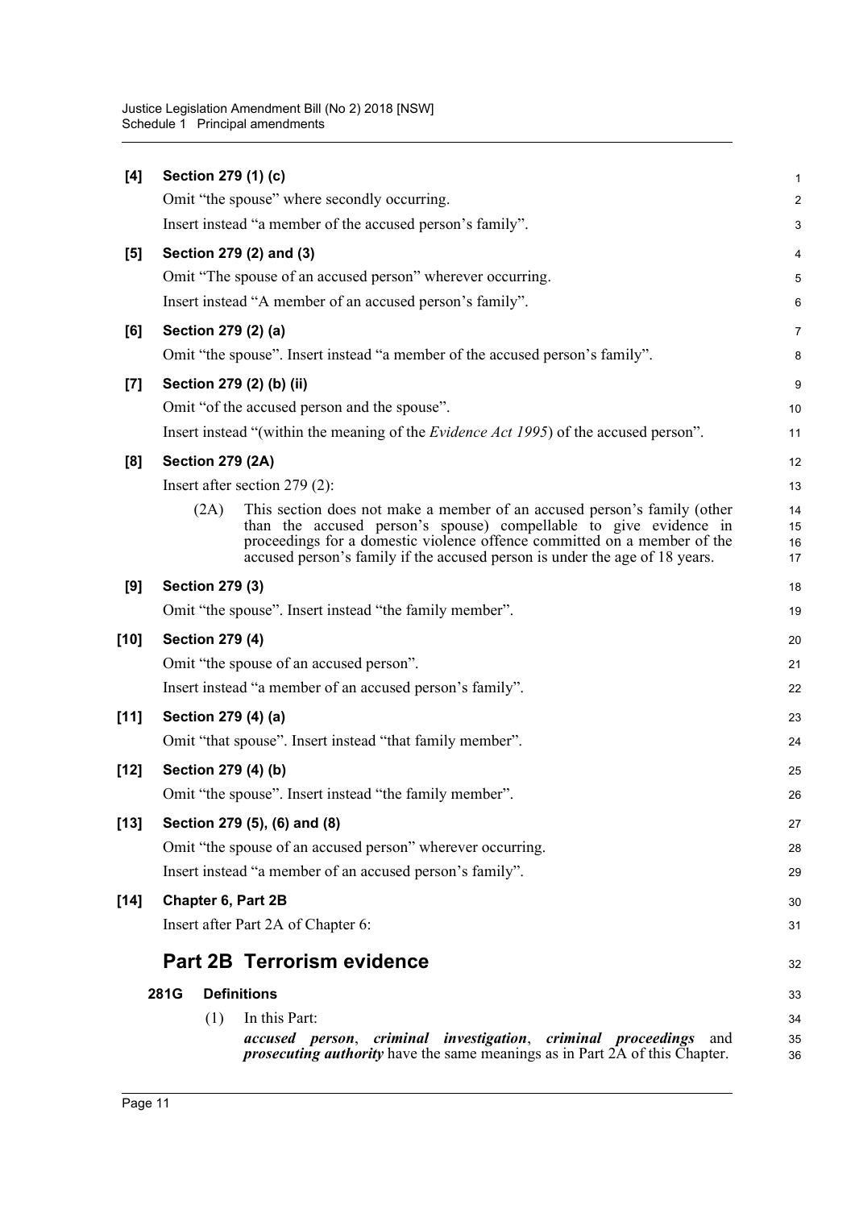**[4] Section 279 (1) (c)**

Omit "the spouse" where secondly occurring.

Insert instead "a member of the accused person's family".

**[5] Section 279 (2) and (3)**

Omit "The spouse of an accused person" wherever occurring.

Insert instead "A member of an accused person's family".

**[6] Section 279 (2) (a)**

Omit "the spouse". Insert instead "a member of the accused person's family".

**[7] Section 279 (2) (b) (ii)**

Omit "of the accused person and the spouse".

Insert instead "(within the meaning of the *Evidence Act 1995*) of the accused person".

**[8] Section 279 (2A)**

Insert after section 279 (2):

(2A) This section does not make a member of an accused person's family (other than the accused person's spouse) compellable to give evidence in proceedings for a domestic violence offence committed on a member of the accused person's family if the accused person is under the age of 18 years.

**[9] Section 279 (3)**

Omit "the spouse". Insert instead "the family member".

**[10] Section 279 (4)**

Omit "the spouse of an accused person".

Insert instead "a member of an accused person's family".

**[11] Section 279 (4) (a)**

Omit "that spouse". Insert instead "that family member".

**[12] Section 279 (4) (b)**

Omit "the spouse". Insert instead "the family member".

**[13] Section 279 (5), (6) and (8)**

Omit "the spouse of an accused person" wherever occurring.

Insert instead "a member of an accused person's family".

**[14] Chapter 6, Part 2B**

Insert after Part 2A of Chapter 6:

## Part 2B Terrorism evidence

### 281G Definitions

(1) In this Part:

***accused person***, ***criminal investigation***, ***criminal proceedings*** and ***prosecuting authority*** have the same meanings as in Part 2A of this Chapter.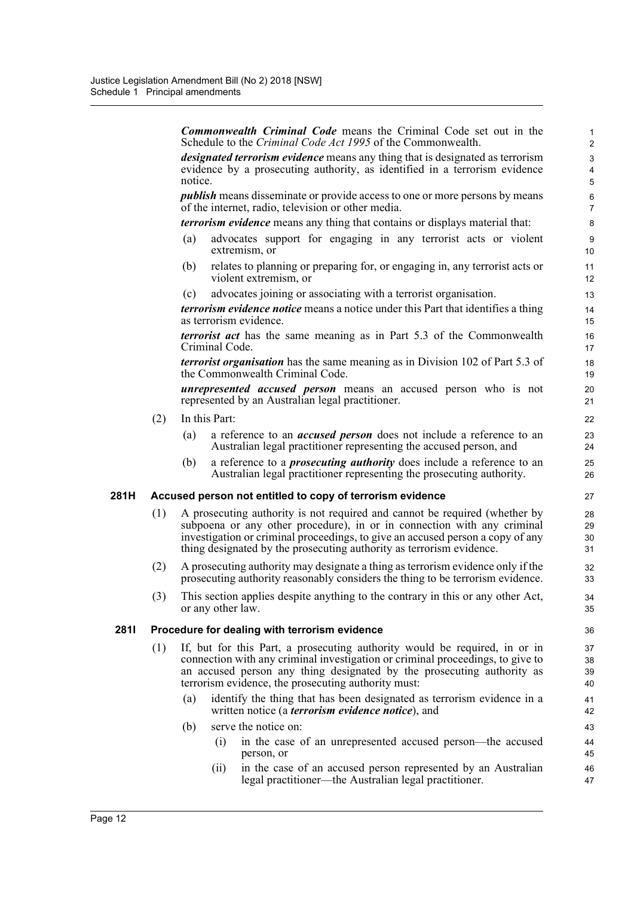***Commonwealth Criminal Code*** means the Criminal Code set out in the Schedule to the *Criminal Code Act 1995* of the Commonwealth.

***designated terrorism evidence*** means any thing that is designated as terrorism evidence by a prosecuting authority, as identified in a terrorism evidence notice.

***publish*** means disseminate or provide access to one or more persons by means of the internet, radio, television or other media.

***terrorism evidence*** means any thing that contains or displays material that:

(a) advocates support for engaging in any terrorist acts or violent extremism, or

(b) relates to planning or preparing for, or engaging in, any terrorist acts or violent extremism, or

(c) advocates joining or associating with a terrorist organisation.

***terrorism evidence notice*** means a notice under this Part that identifies a thing as terrorism evidence.

***terrorist act*** has the same meaning as in Part 5.3 of the Commonwealth Criminal Code.

***terrorist organisation*** has the same meaning as in Division 102 of Part 5.3 of the Commonwealth Criminal Code.

***unrepresented accused person*** means an accused person who is not represented by an Australian legal practitioner.

(2) In this Part:

(a) a reference to an ***accused person*** does not include a reference to an Australian legal practitioner representing the accused person, and

(b) a reference to a ***prosecuting authority*** does include a reference to an Australian legal practitioner representing the prosecuting authority.

**281H Accused person not entitled to copy of terrorism evidence**

(1) A prosecuting authority is not required and cannot be required (whether by subpoena or any other procedure), in or in connection with any criminal investigation or criminal proceedings, to give an accused person a copy of any thing designated by the prosecuting authority as terrorism evidence.

(2) A prosecuting authority may designate a thing as terrorism evidence only if the prosecuting authority reasonably considers the thing to be terrorism evidence.

(3) This section applies despite anything to the contrary in this or any other Act, or any other law.

**281I Procedure for dealing with terrorism evidence**

(1) If, but for this Part, a prosecuting authority would be required, in or in connection with any criminal investigation or criminal proceedings, to give to an accused person any thing designated by the prosecuting authority as terrorism evidence, the prosecuting authority must:

(a) identify the thing that has been designated as terrorism evidence in a written notice (a ***terrorism evidence notice***), and

(b) serve the notice on:

(i) in the case of an unrepresented accused person—the accused person, or

(ii) in the case of an accused person represented by an Australian legal practitioner—the Australian legal practitioner.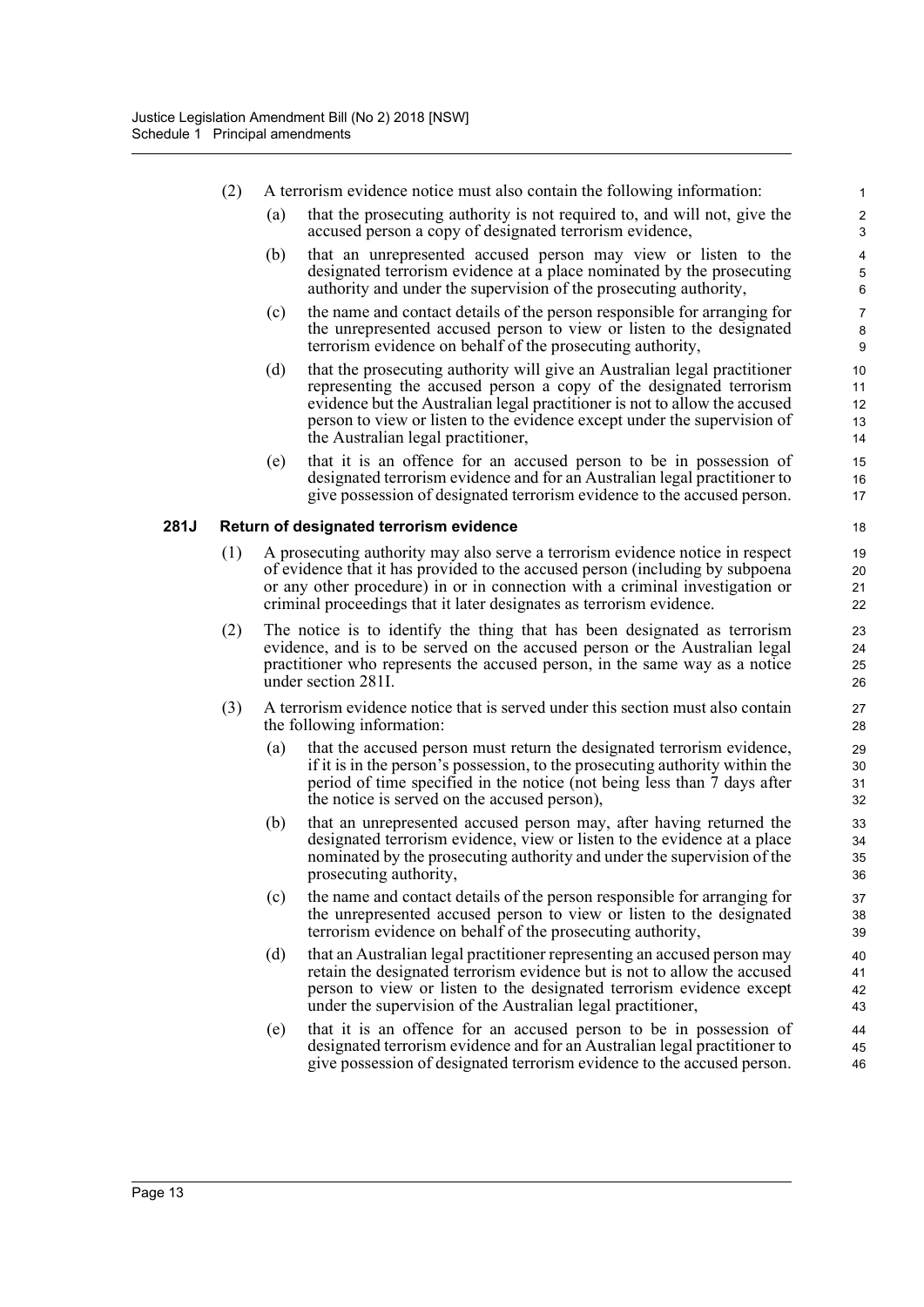(2) A terrorism evidence notice must also contain the following information:

(a) that the prosecuting authority is not required to, and will not, give the accused person a copy of designated terrorism evidence,

(b) that an unrepresented accused person may view or listen to the designated terrorism evidence at a place nominated by the prosecuting authority and under the supervision of the prosecuting authority,

(c) the name and contact details of the person responsible for arranging for the unrepresented accused person to view or listen to the designated terrorism evidence on behalf of the prosecuting authority,

(d) that the prosecuting authority will give an Australian legal practitioner representing the accused person a copy of the designated terrorism evidence but the Australian legal practitioner is not to allow the accused person to view or listen to the evidence except under the supervision of the Australian legal practitioner,

(e) that it is an offence for an accused person to be in possession of designated terrorism evidence and for an Australian legal practitioner to give possession of designated terrorism evidence to the accused person.

**281J Return of designated terrorism evidence**

(1) A prosecuting authority may also serve a terrorism evidence notice in respect of evidence that it has provided to the accused person (including by subpoena or any other procedure) in or in connection with a criminal investigation or criminal proceedings that it later designates as terrorism evidence.

(2) The notice is to identify the thing that has been designated as terrorism evidence, and is to be served on the accused person or the Australian legal practitioner who represents the accused person, in the same way as a notice under section 281I.

(3) A terrorism evidence notice that is served under this section must also contain the following information:

(a) that the accused person must return the designated terrorism evidence, if it is in the person's possession, to the prosecuting authority within the period of time specified in the notice (not being less than 7 days after the notice is served on the accused person),

(b) that an unrepresented accused person may, after having returned the designated terrorism evidence, view or listen to the evidence at a place nominated by the prosecuting authority and under the supervision of the prosecuting authority,

(c) the name and contact details of the person responsible for arranging for the unrepresented accused person to view or listen to the designated terrorism evidence on behalf of the prosecuting authority,

(d) that an Australian legal practitioner representing an accused person may retain the designated terrorism evidence but is not to allow the accused person to view or listen to the designated terrorism evidence except under the supervision of the Australian legal practitioner,

(e) that it is an offence for an accused person to be in possession of designated terrorism evidence and for an Australian legal practitioner to give possession of designated terrorism evidence to the accused person.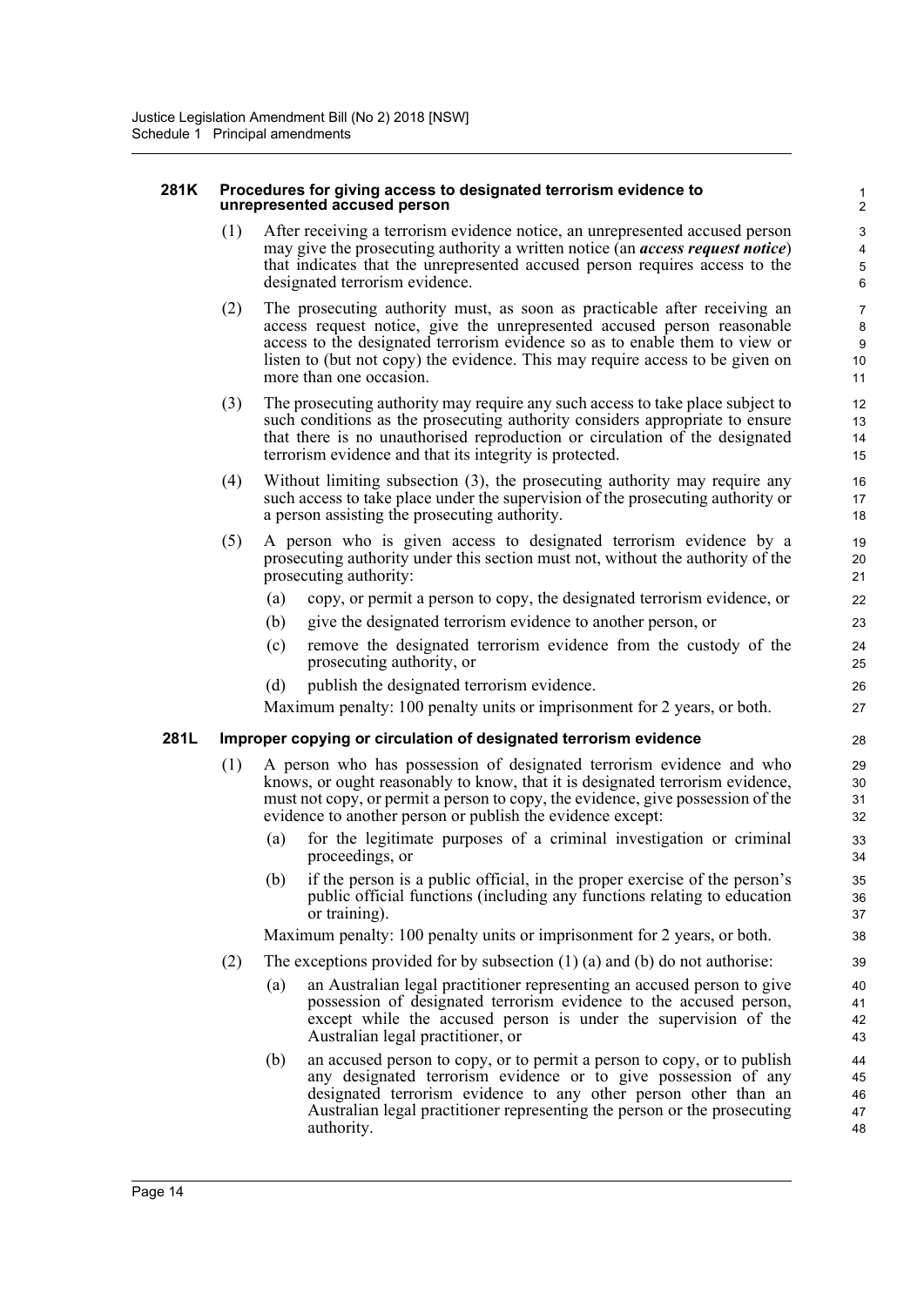#### 281K Procedures for giving access to designated terrorism evidence to unrepresented accused person

(1) After receiving a terrorism evidence notice, an unrepresented accused person may give the prosecuting authority a written notice (an ***access request notice***) that indicates that the unrepresented accused person requires access to the designated terrorism evidence.

(2) The prosecuting authority must, as soon as practicable after receiving an access request notice, give the unrepresented accused person reasonable access to the designated terrorism evidence so as to enable them to view or listen to (but not copy) the evidence. This may require access to be given on more than one occasion.

(3) The prosecuting authority may require any such access to take place subject to such conditions as the prosecuting authority considers appropriate to ensure that there is no unauthorised reproduction or circulation of the designated terrorism evidence and that its integrity is protected.

(4) Without limiting subsection (3), the prosecuting authority may require any such access to take place under the supervision of the prosecuting authority or a person assisting the prosecuting authority.

(5) A person who is given access to designated terrorism evidence by a prosecuting authority under this section must not, without the authority of the prosecuting authority:

- (a) copy, or permit a person to copy, the designated terrorism evidence, or
- (b) give the designated terrorism evidence to another person, or
- (c) remove the designated terrorism evidence from the custody of the prosecuting authority, or
- (d) publish the designated terrorism evidence.

Maximum penalty: 100 penalty units or imprisonment for 2 years, or both.

#### 281L Improper copying or circulation of designated terrorism evidence

(1) A person who has possession of designated terrorism evidence and who knows, or ought reasonably to know, that it is designated terrorism evidence, must not copy, or permit a person to copy, the evidence, give possession of the evidence to another person or publish the evidence except:

- (a) for the legitimate purposes of a criminal investigation or criminal proceedings, or
- (b) if the person is a public official, in the proper exercise of the person's public official functions (including any functions relating to education or training).

Maximum penalty: 100 penalty units or imprisonment for 2 years, or both.

(2) The exceptions provided for by subsection (1) (a) and (b) do not authorise:

- (a) an Australian legal practitioner representing an accused person to give possession of designated terrorism evidence to the accused person, except while the accused person is under the supervision of the Australian legal practitioner, or
- (b) an accused person to copy, or to permit a person to copy, or to publish any designated terrorism evidence or to give possession of any designated terrorism evidence to any other person other than an Australian legal practitioner representing the person or the prosecuting authority.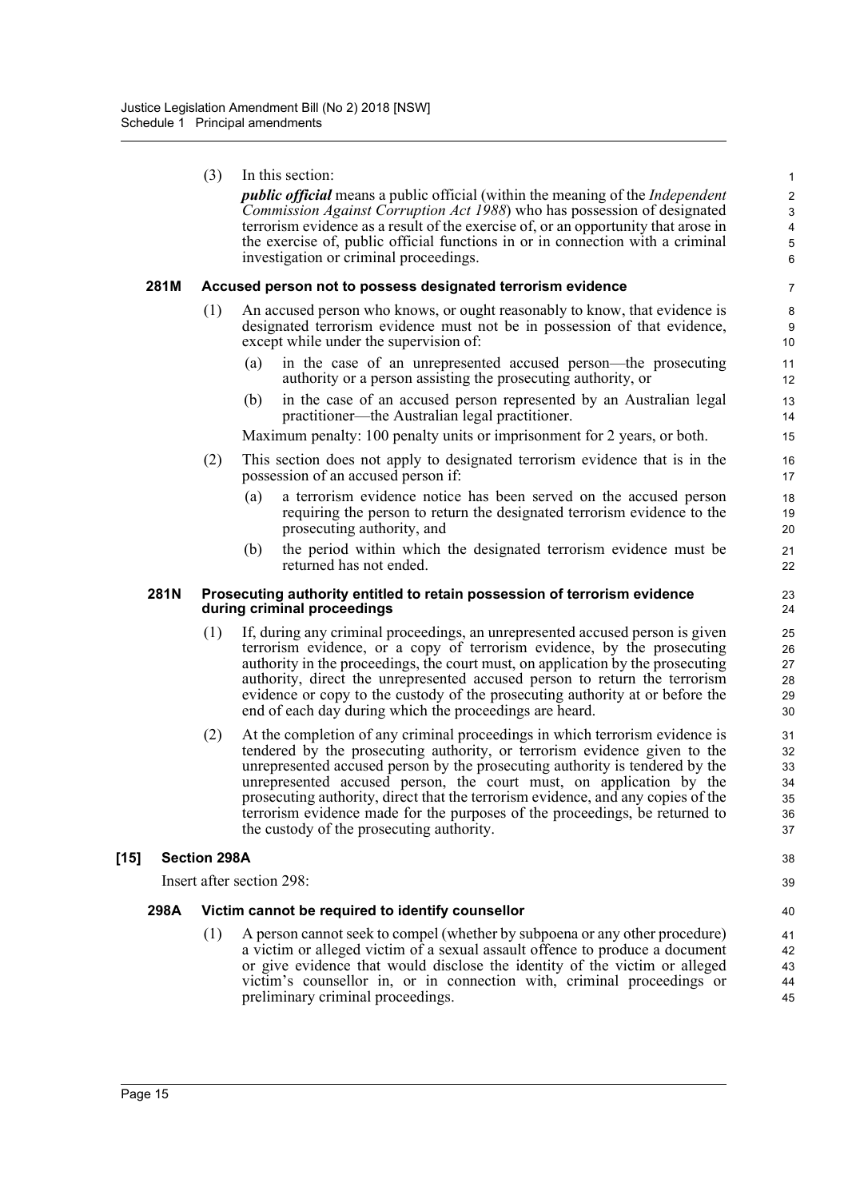(3) In this section:

***public official*** means a public official (within the meaning of the *Independent Commission Against Corruption Act 1988*) who has possession of designated terrorism evidence as a result of the exercise of, or an opportunity that arose in the exercise of, public official functions in or in connection with a criminal investigation or criminal proceedings.

### 281M Accused person not to possess designated terrorism evidence

(1) An accused person who knows, or ought reasonably to know, that evidence is designated terrorism evidence must not be in possession of that evidence, except while under the supervision of:

(a) in the case of an unrepresented accused person—the prosecuting authority or a person assisting the prosecuting authority, or

(b) in the case of an accused person represented by an Australian legal practitioner—the Australian legal practitioner.

Maximum penalty: 100 penalty units or imprisonment for 2 years, or both.

(2) This section does not apply to designated terrorism evidence that is in the possession of an accused person if:

(a) a terrorism evidence notice has been served on the accused person requiring the person to return the designated terrorism evidence to the prosecuting authority, and

(b) the period within which the designated terrorism evidence must be returned has not ended.

### 281N Prosecuting authority entitled to retain possession of terrorism evidence during criminal proceedings

(1) If, during any criminal proceedings, an unrepresented accused person is given terrorism evidence, or a copy of terrorism evidence, by the prosecuting authority in the proceedings, the court must, on application by the prosecuting authority, direct the unrepresented accused person to return the terrorism evidence or copy to the custody of the prosecuting authority at or before the end of each day during which the proceedings are heard.

(2) At the completion of any criminal proceedings in which terrorism evidence is tendered by the prosecuting authority, or terrorism evidence given to the unrepresented accused person by the prosecuting authority is tendered by the unrepresented accused person, the court must, on application by the prosecuting authority, direct that the terrorism evidence, and any copies of the terrorism evidence made for the purposes of the proceedings, be returned to the custody of the prosecuting authority.

## [15] Section 298A

Insert after section 298:

### 298A Victim cannot be required to identify counsellor

(1) A person cannot seek to compel (whether by subpoena or any other procedure) a victim or alleged victim of a sexual assault offence to produce a document or give evidence that would disclose the identity of the victim or alleged victim's counsellor in, or in connection with, criminal proceedings or preliminary criminal proceedings.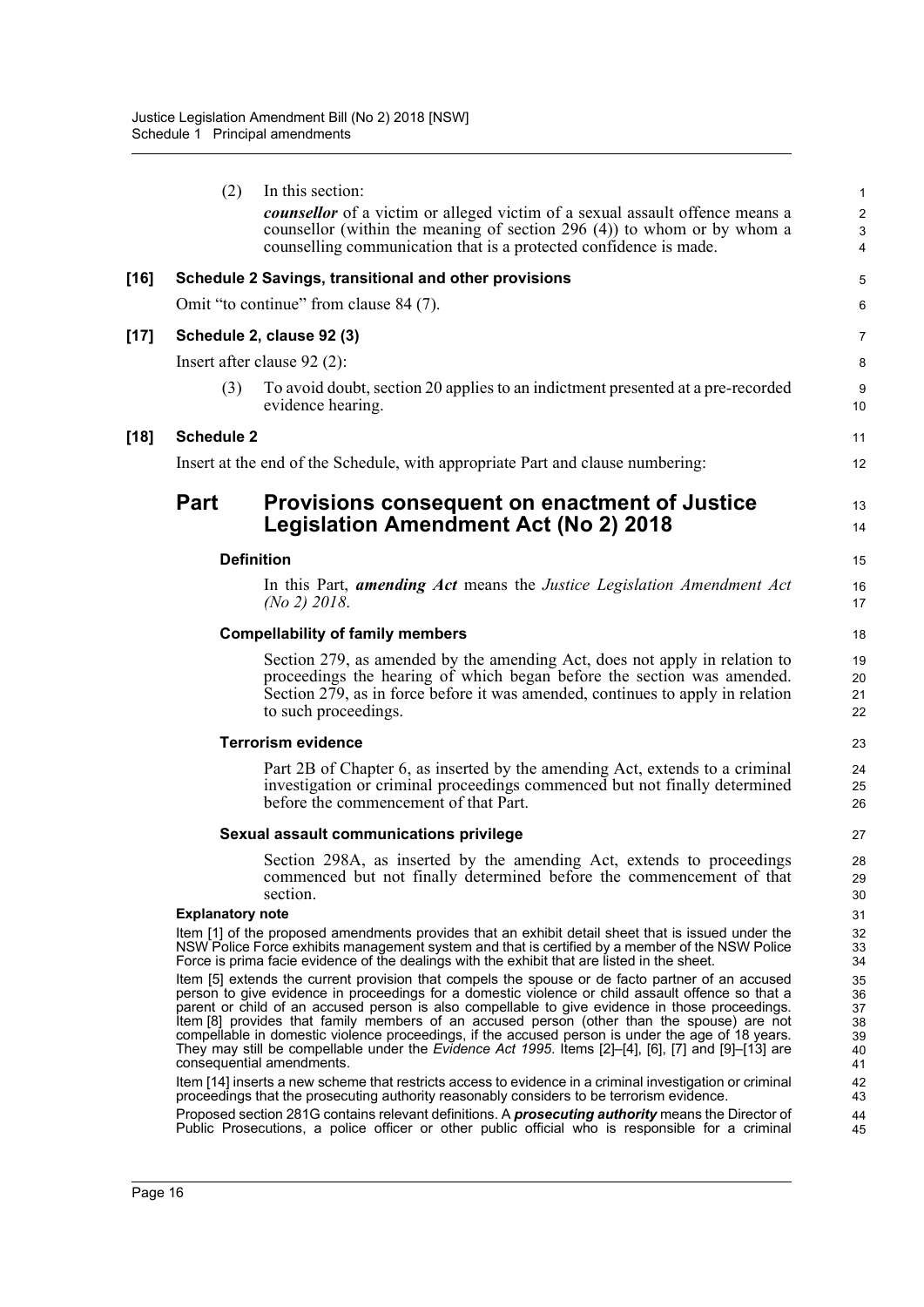(2) In this section:

***counsellor*** of a victim or alleged victim of a sexual assault offence means a counsellor (within the meaning of section 296 (4)) to whom or by whom a counselling communication that is a protected confidence is made.

**[16] Schedule 2 Savings, transitional and other provisions**

Omit "to continue" from clause 84 (7).

**[17] Schedule 2, clause 92 (3)**

Insert after clause 92 (2):

(3) To avoid doubt, section 20 applies to an indictment presented at a pre-recorded evidence hearing.

**[18] Schedule 2**

Insert at the end of the Schedule, with appropriate Part and clause numbering:

## Part Provisions consequent on enactment of Justice Legislation Amendment Act (No 2) 2018

**Definition**

In this Part, ***amending Act*** means the *Justice Legislation Amendment Act (No 2) 2018*.

**Compellability of family members**

Section 279, as amended by the amending Act, does not apply in relation to proceedings the hearing of which began before the section was amended. Section 279, as in force before it was amended, continues to apply in relation to such proceedings.

**Terrorism evidence**

Part 2B of Chapter 6, as inserted by the amending Act, extends to a criminal investigation or criminal proceedings commenced but not finally determined before the commencement of that Part.

**Sexual assault communications privilege**

Section 298A, as inserted by the amending Act, extends to proceedings commenced but not finally determined before the commencement of that section.

**Explanatory note**

Item [1] of the proposed amendments provides that an exhibit detail sheet that is issued under the NSW Police Force exhibits management system and that is certified by a member of the NSW Police Force is prima facie evidence of the dealings with the exhibit that are listed in the sheet.

Item [5] extends the current provision that compels the spouse or de facto partner of an accused person to give evidence in proceedings for a domestic violence or child assault offence so that a parent or child of an accused person is also compellable to give evidence in those proceedings. Item [8] provides that family members of an accused person (other than the spouse) are not compellable in domestic violence proceedings, if the accused person is under the age of 18 years. They may still be compellable under the *Evidence Act 1995*. Items [2]–[4], [6], [7] and [9]–[13] are consequential amendments.

Item [14] inserts a new scheme that restricts access to evidence in a criminal investigation or criminal proceedings that the prosecuting authority reasonably considers to be terrorism evidence.

Proposed section 281G contains relevant definitions. A ***prosecuting authority*** means the Director of Public Prosecutions, a police officer or other public official who is responsible for a criminal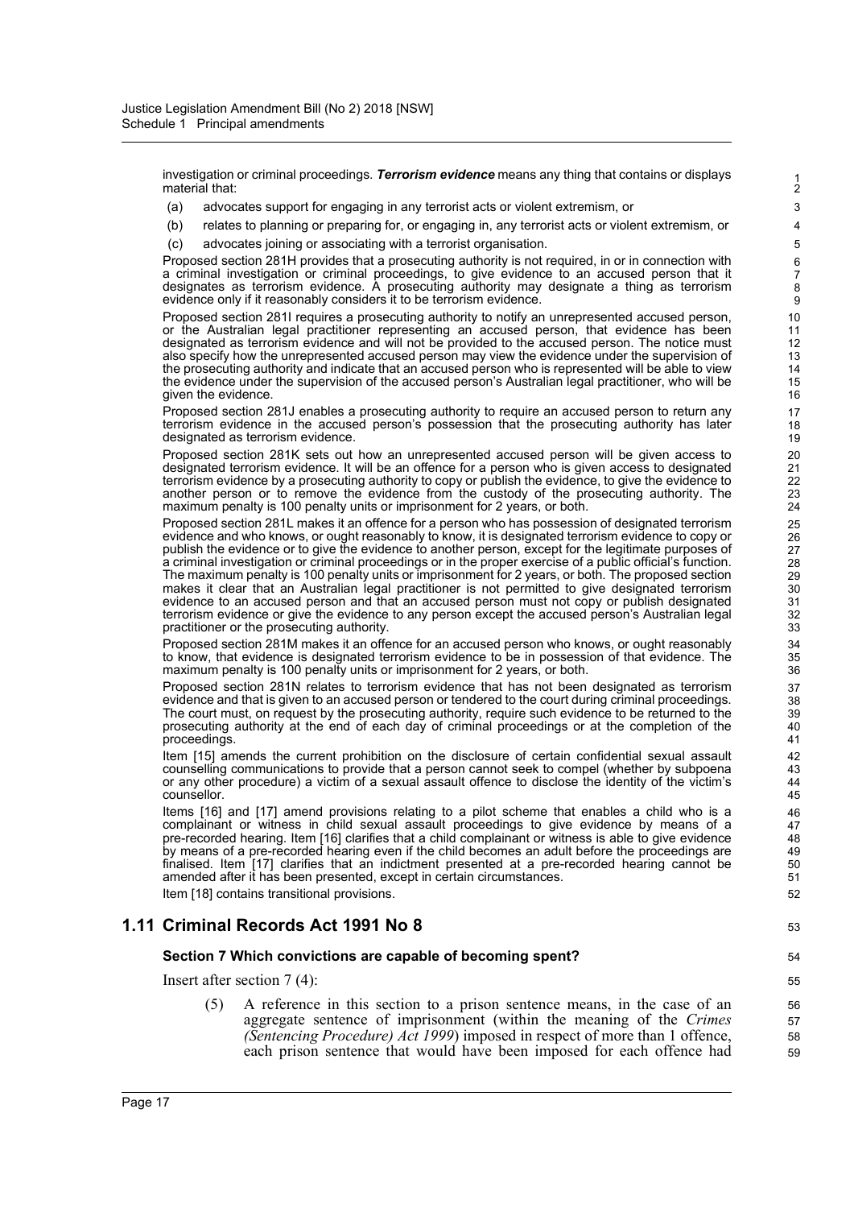investigation or criminal proceedings. ***Terrorism evidence*** means any thing that contains or displays material that:

(a) advocates support for engaging in any terrorist acts or violent extremism, or

(b) relates to planning or preparing for, or engaging in, any terrorist acts or violent extremism, or

(c) advocates joining or associating with a terrorist organisation.

Proposed section 281H provides that a prosecuting authority is not required, in or in connection with a criminal investigation or criminal proceedings, to give evidence to an accused person that it designates as terrorism evidence. A prosecuting authority may designate a thing as terrorism evidence only if it reasonably considers it to be terrorism evidence.

Proposed section 281I requires a prosecuting authority to notify an unrepresented accused person, or the Australian legal practitioner representing an accused person, that evidence has been designated as terrorism evidence and will not be provided to the accused person. The notice must also specify how the unrepresented accused person may view the evidence under the supervision of the prosecuting authority and indicate that an accused person who is represented will be able to view the evidence under the supervision of the accused person's Australian legal practitioner, who will be given the evidence.

Proposed section 281J enables a prosecuting authority to require an accused person to return any terrorism evidence in the accused person's possession that the prosecuting authority has later designated as terrorism evidence.

Proposed section 281K sets out how an unrepresented accused person will be given access to designated terrorism evidence. It will be an offence for a person who is given access to designated terrorism evidence by a prosecuting authority to copy or publish the evidence, to give the evidence to another person or to remove the evidence from the custody of the prosecuting authority. The maximum penalty is 100 penalty units or imprisonment for 2 years, or both.

Proposed section 281L makes it an offence for a person who has possession of designated terrorism evidence and who knows, or ought reasonably to know, it is designated terrorism evidence to copy or publish the evidence or to give the evidence to another person, except for the legitimate purposes of a criminal investigation or criminal proceedings or in the proper exercise of a public official's function. The maximum penalty is 100 penalty units or imprisonment for 2 years, or both. The proposed section makes it clear that an Australian legal practitioner is not permitted to give designated terrorism evidence to an accused person and that an accused person must not copy or publish designated terrorism evidence or give the evidence to any person except the accused person's Australian legal practitioner or the prosecuting authority.

Proposed section 281M makes it an offence for an accused person who knows, or ought reasonably to know, that evidence is designated terrorism evidence to be in possession of that evidence. The maximum penalty is 100 penalty units or imprisonment for 2 years, or both.

Proposed section 281N relates to terrorism evidence that has not been designated as terrorism evidence and that is given to an accused person or tendered to the court during criminal proceedings. The court must, on request by the prosecuting authority, require such evidence to be returned to the prosecuting authority at the end of each day of criminal proceedings or at the completion of the proceedings.

Item [15] amends the current prohibition on the disclosure of certain confidential sexual assault counselling communications to provide that a person cannot seek to compel (whether by subpoena or any other procedure) a victim of a sexual assault offence to disclose the identity of the victim's counsellor.

Items [16] and [17] amend provisions relating to a pilot scheme that enables a child who is a complainant or witness in child sexual assault proceedings to give evidence by means of a pre-recorded hearing. Item [16] clarifies that a child complainant or witness is able to give evidence by means of a pre-recorded hearing even if the child becomes an adult before the proceedings are finalised. Item [17] clarifies that an indictment presented at a pre-recorded hearing cannot be amended after it has been presented, except in certain circumstances.

Item [18] contains transitional provisions.

## 1.11 Criminal Records Act 1991 No 8

### Section 7 Which convictions are capable of becoming spent?

Insert after section 7 (4):

(5) A reference in this section to a prison sentence means, in the case of an aggregate sentence of imprisonment (within the meaning of the *Crimes (Sentencing Procedure) Act 1999*) imposed in respect of more than 1 offence, each prison sentence that would have been imposed for each offence had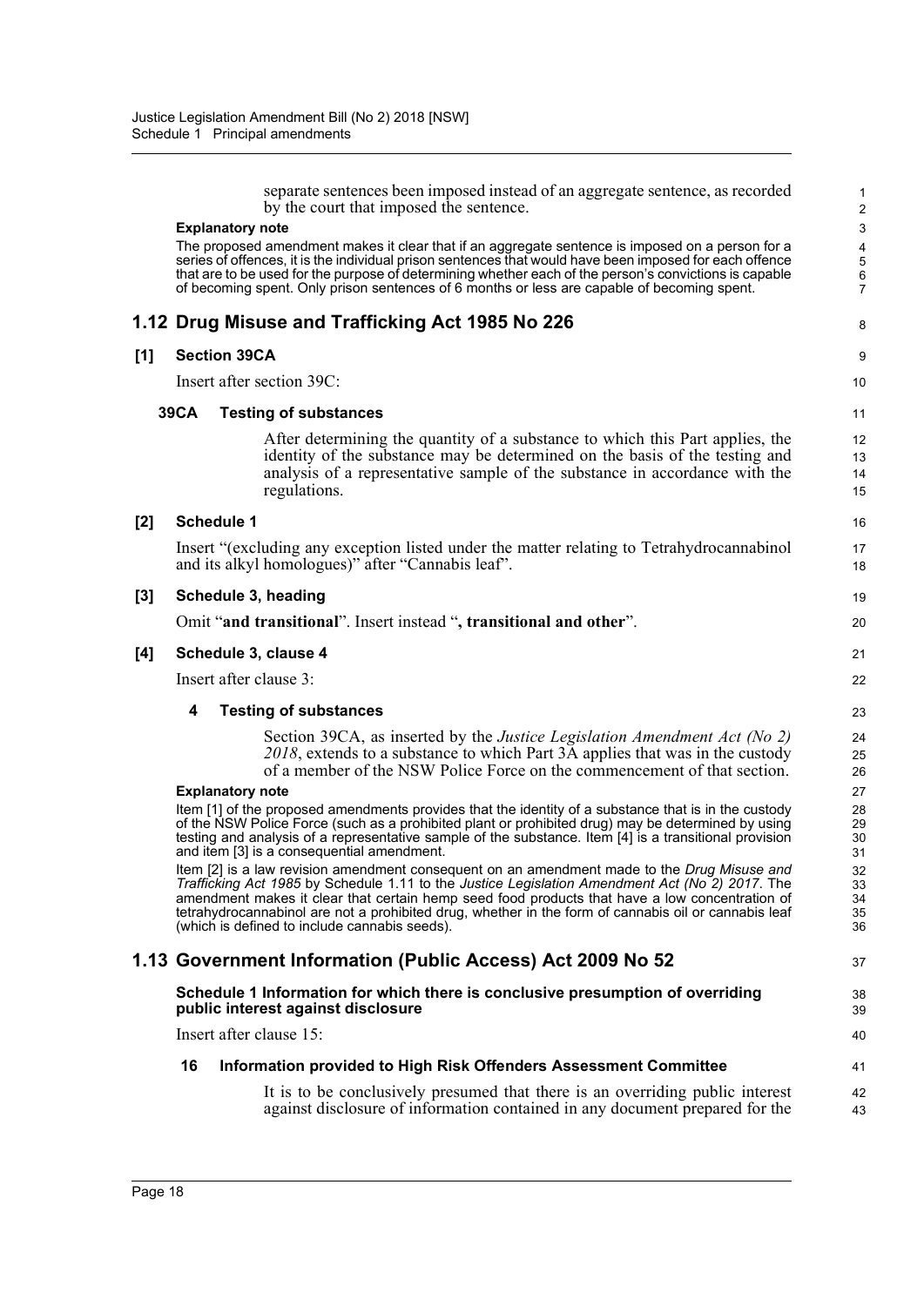separate sentences been imposed instead of an aggregate sentence, as recorded by the court that imposed the sentence.

**Explanatory note**

The proposed amendment makes it clear that if an aggregate sentence is imposed on a person for a series of offences, it is the individual prison sentences that would have been imposed for each offence that are to be used for the purpose of determining whether each of the person's convictions is capable of becoming spent. Only prison sentences of 6 months or less are capable of becoming spent.

## 1.12 Drug Misuse and Trafficking Act 1985 No 226

### [1] Section 39CA

Insert after section 39C:

#### 39CA Testing of substances

After determining the quantity of a substance to which this Part applies, the identity of the substance may be determined on the basis of the testing and analysis of a representative sample of the substance in accordance with the regulations.

### [2] Schedule 1

Insert "(excluding any exception listed under the matter relating to Tetrahydrocannabinol and its alkyl homologues)" after "Cannabis leaf".

### [3] Schedule 3, heading

Omit "**and transitional**". Insert instead "**, transitional and other**".

### [4] Schedule 3, clause 4

Insert after clause 3:

#### 4 Testing of substances

Section 39CA, as inserted by the *Justice Legislation Amendment Act (No 2) 2018*, extends to a substance to which Part 3A applies that was in the custody of a member of the NSW Police Force on the commencement of that section.

**Explanatory note**

Item [1] of the proposed amendments provides that the identity of a substance that is in the custody of the NSW Police Force (such as a prohibited plant or prohibited drug) may be determined by using testing and analysis of a representative sample of the substance. Item [4] is a transitional provision and item [3] is a consequential amendment.

Item [2] is a law revision amendment consequent on an amendment made to the *Drug Misuse and Trafficking Act 1985* by Schedule 1.11 to the *Justice Legislation Amendment Act (No 2) 2017*. The amendment makes it clear that certain hemp seed food products that have a low concentration of tetrahydrocannabinol are not a prohibited drug, whether in the form of cannabis oil or cannabis leaf (which is defined to include cannabis seeds).

## 1.13 Government Information (Public Access) Act 2009 No 52

**Schedule 1 Information for which there is conclusive presumption of overriding public interest against disclosure**

Insert after clause 15:

#### 16 Information provided to High Risk Offenders Assessment Committee

It is to be conclusively presumed that there is an overriding public interest against disclosure of information contained in any document prepared for the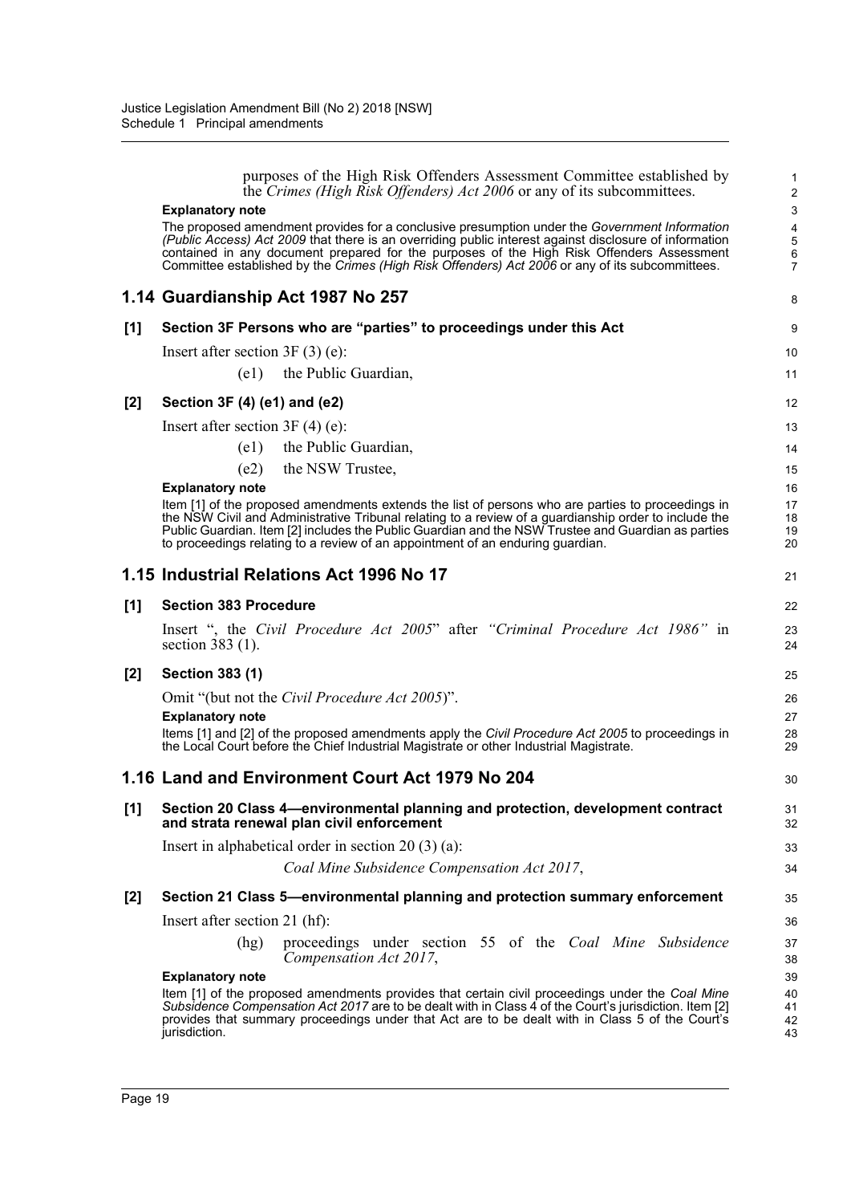purposes of the High Risk Offenders Assessment Committee established by the *Crimes (High Risk Offenders) Act 2006* or any of its subcommittees.

**Explanatory note**

The proposed amendment provides for a conclusive presumption under the *Government Information (Public Access) Act 2009* that there is an overriding public interest against disclosure of information contained in any document prepared for the purposes of the High Risk Offenders Assessment Committee established by the *Crimes (High Risk Offenders) Act 2006* or any of its subcommittees.

## 1.14 Guardianship Act 1987 No 257

### [1] Section 3F Persons who are "parties" to proceedings under this Act

Insert after section 3F (3) (e):

(e1) the Public Guardian,

### [2] Section 3F (4) (e1) and (e2)

Insert after section 3F (4) (e):

(e1) the Public Guardian,

(e2) the NSW Trustee,

**Explanatory note**

Item [1] of the proposed amendments extends the list of persons who are parties to proceedings in the NSW Civil and Administrative Tribunal relating to a review of a guardianship order to include the Public Guardian. Item [2] includes the Public Guardian and the NSW Trustee and Guardian as parties to proceedings relating to a review of an appointment of an enduring guardian.

## 1.15 Industrial Relations Act 1996 No 17

### [1] Section 383 Procedure

Insert ", the *Civil Procedure Act 2005*" after *"Criminal Procedure Act 1986"* in section 383 (1).

### [2] Section 383 (1)

Omit "(but not the *Civil Procedure Act 2005*)".

**Explanatory note**

Items [1] and [2] of the proposed amendments apply the *Civil Procedure Act 2005* to proceedings in the Local Court before the Chief Industrial Magistrate or other Industrial Magistrate.

## 1.16 Land and Environment Court Act 1979 No 204

### [1] Section 20 Class 4—environmental planning and protection, development contract and strata renewal plan civil enforcement

Insert in alphabetical order in section 20 (3) (a):

*Coal Mine Subsidence Compensation Act 2017*,

### [2] Section 21 Class 5—environmental planning and protection summary enforcement

Insert after section 21 (hf):

(hg) proceedings under section 55 of the *Coal Mine Subsidence Compensation Act 2017*,

**Explanatory note**

Item [1] of the proposed amendments provides that certain civil proceedings under the *Coal Mine Subsidence Compensation Act 2017* are to be dealt with in Class 4 of the Court's jurisdiction. Item [2] provides that summary proceedings under that Act are to be dealt with in Class 5 of the Court's jurisdiction.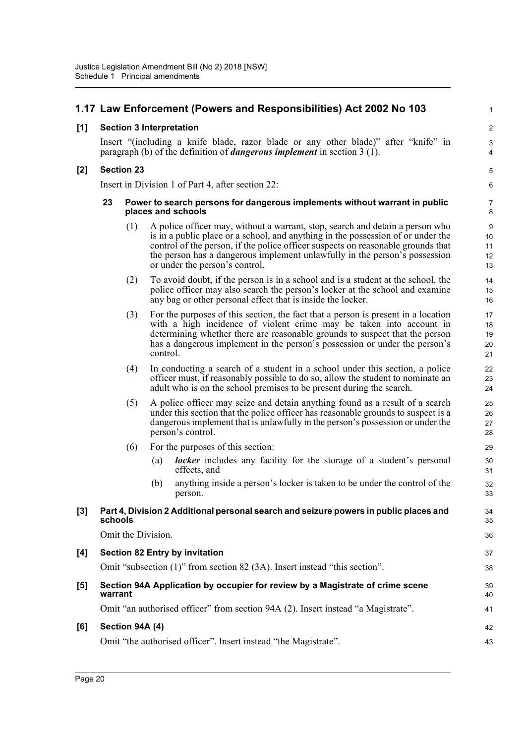## 1.17 Law Enforcement (Powers and Responsibilities) Act 2002 No 103

### [1] Section 3 Interpretation

Insert "(including a knife blade, razor blade or any other blade)" after "knife" in paragraph (b) of the definition of ***dangerous implement*** in section 3 (1).

### [2] Section 23

Insert in Division 1 of Part 4, after section 22:

#### 23 Power to search persons for dangerous implements without warrant in public places and schools

(1) A police officer may, without a warrant, stop, search and detain a person who is in a public place or a school, and anything in the possession of or under the control of the person, if the police officer suspects on reasonable grounds that the person has a dangerous implement unlawfully in the person's possession or under the person's control.

(2) To avoid doubt, if the person is in a school and is a student at the school, the police officer may also search the person's locker at the school and examine any bag or other personal effect that is inside the locker.

(3) For the purposes of this section, the fact that a person is present in a location with a high incidence of violent crime may be taken into account in determining whether there are reasonable grounds to suspect that the person has a dangerous implement in the person's possession or under the person's control.

(4) In conducting a search of a student in a school under this section, a police officer must, if reasonably possible to do so, allow the student to nominate an adult who is on the school premises to be present during the search.

(5) A police officer may seize and detain anything found as a result of a search under this section that the police officer has reasonable grounds to suspect is a dangerous implement that is unlawfully in the person's possession or under the person's control.

(6) For the purposes of this section:

(a) ***locker*** includes any facility for the storage of a student's personal effects, and

(b) anything inside a person's locker is taken to be under the control of the person.

### [3] Part 4, Division 2 Additional personal search and seizure powers in public places and schools

Omit the Division.

### [4] Section 82 Entry by invitation

Omit "subsection (1)" from section 82 (3A). Insert instead "this section".

### [5] Section 94A Application by occupier for review by a Magistrate of crime scene warrant

Omit "an authorised officer" from section 94A (2). Insert instead "a Magistrate".

### [6] Section 94A (4)

Omit "the authorised officer". Insert instead "the Magistrate".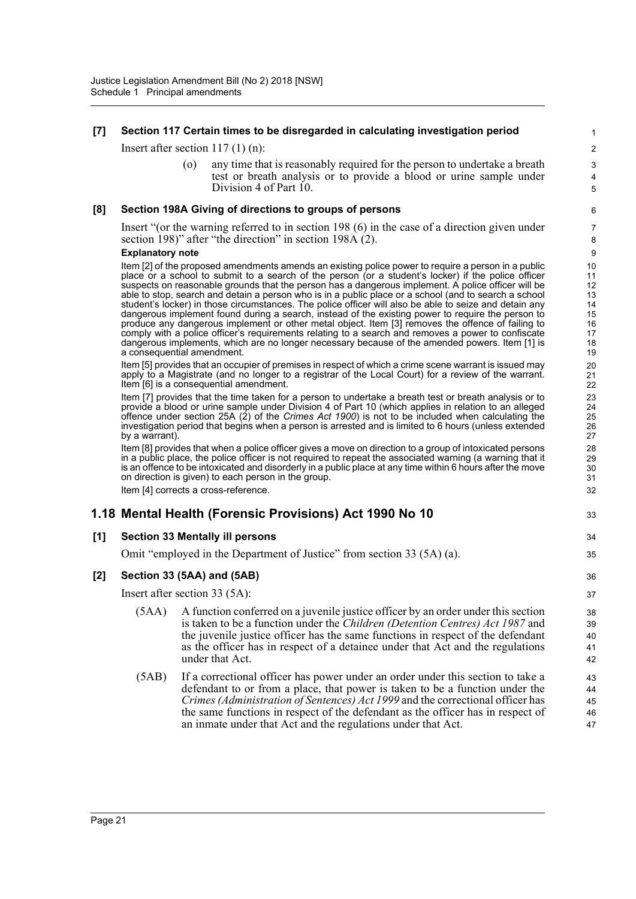**[7] Section 117 Certain times to be disregarded in calculating investigation period**

Insert after section 117 (1) (n):

> (o) any time that is reasonably required for the person to undertake a breath test or breath analysis or to provide a blood or urine sample under Division 4 of Part 10.

**[8] Section 198A Giving of directions to groups of persons**

Insert "(or the warning referred to in section 198 (6) in the case of a direction given under section 198)" after "the direction" in section 198A (2).

**Explanatory note**

Item [2] of the proposed amendments amends an existing police power to require a person in a public place or a school to submit to a search of the person (or a student's locker) if the police officer suspects on reasonable grounds that the person has a dangerous implement. A police officer will be able to stop, search and detain a person who is in a public place or a school (and to search a school student's locker) in those circumstances. The police officer will also be able to seize and detain any dangerous implement found during a search, instead of the existing power to require the person to produce any dangerous implement or other metal object. Item [3] removes the offence of failing to comply with a police officer's requirements relating to a search and removes a power to confiscate dangerous implements, which are no longer necessary because of the amended powers. Item [1] is a consequential amendment.

Item [5] provides that an occupier of premises in respect of which a crime scene warrant is issued may apply to a Magistrate (and no longer to a registrar of the Local Court) for a review of the warrant. Item [6] is a consequential amendment.

Item [7] provides that the time taken for a person to undertake a breath test or breath analysis or to provide a blood or urine sample under Division 4 of Part 10 (which applies in relation to an alleged offence under section 25A (2) of the *Crimes Act 1900*) is not to be included when calculating the investigation period that begins when a person is arrested and is limited to 6 hours (unless extended by a warrant).

Item [8] provides that when a police officer gives a move on direction to a group of intoxicated persons in a public place, the police officer is not required to repeat the associated warning (a warning that it is an offence to be intoxicated and disorderly in a public place at any time within 6 hours after the move on direction is given) to each person in the group.

Item [4] corrects a cross-reference.

## 1.18 Mental Health (Forensic Provisions) Act 1990 No 10

**[1] Section 33 Mentally ill persons**

Omit "employed in the Department of Justice" from section 33 (5A) (a).

**[2] Section 33 (5AA) and (5AB)**

Insert after section 33 (5A):

> (5AA) A function conferred on a juvenile justice officer by an order under this section is taken to be a function under the *Children (Detention Centres) Act 1987* and the juvenile justice officer has the same functions in respect of the defendant as the officer has in respect of a detainee under that Act and the regulations under that Act.
>
> (5AB) If a correctional officer has power under an order under this section to take a defendant to or from a place, that power is taken to be a function under the *Crimes (Administration of Sentences) Act 1999* and the correctional officer has the same functions in respect of the defendant as the officer has in respect of an inmate under that Act and the regulations under that Act.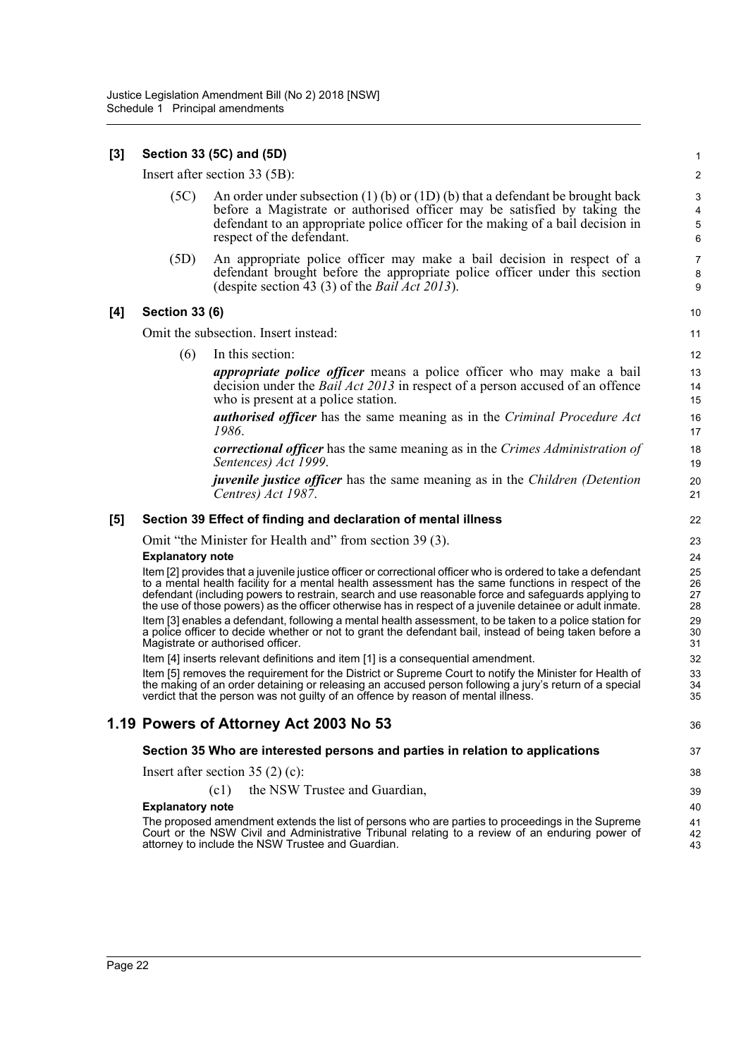**[3] Section 33 (5C) and (5D)**

Insert after section 33 (5B):

(5C) An order under subsection (1) (b) or (1D) (b) that a defendant be brought back before a Magistrate or authorised officer may be satisfied by taking the defendant to an appropriate police officer for the making of a bail decision in respect of the defendant.

(5D) An appropriate police officer may make a bail decision in respect of a defendant brought before the appropriate police officer under this section (despite section 43 (3) of the *Bail Act 2013*).

**[4] Section 33 (6)**

Omit the subsection. Insert instead:

(6) In this section:

***appropriate police officer*** means a police officer who may make a bail decision under the *Bail Act 2013* in respect of a person accused of an offence who is present at a police station.

***authorised officer*** has the same meaning as in the *Criminal Procedure Act 1986*.

***correctional officer*** has the same meaning as in the *Crimes Administration of Sentences) Act 1999*.

***juvenile justice officer*** has the same meaning as in the *Children (Detention Centres) Act 1987*.

**[5] Section 39 Effect of finding and declaration of mental illness**

Omit "the Minister for Health and" from section 39 (3).

**Explanatory note**

Item [2] provides that a juvenile justice officer or correctional officer who is ordered to take a defendant to a mental health facility for a mental health assessment has the same functions in respect of the defendant (including powers to restrain, search and use reasonable force and safeguards applying to the use of those powers) as the officer otherwise has in respect of a juvenile detainee or adult inmate.

Item [3] enables a defendant, following a mental health assessment, to be taken to a police station for a police officer to decide whether or not to grant the defendant bail, instead of being taken before a Magistrate or authorised officer.

Item [4] inserts relevant definitions and item [1] is a consequential amendment.

Item [5] removes the requirement for the District or Supreme Court to notify the Minister for Health of the making of an order detaining or releasing an accused person following a jury's return of a special verdict that the person was not guilty of an offence by reason of mental illness.

## 1.19 Powers of Attorney Act 2003 No 53

### Section 35 Who are interested persons and parties in relation to applications

Insert after section 35 (2) (c):

(c1) the NSW Trustee and Guardian,

**Explanatory note**

The proposed amendment extends the list of persons who are parties to proceedings in the Supreme Court or the NSW Civil and Administrative Tribunal relating to a review of an enduring power of attorney to include the NSW Trustee and Guardian.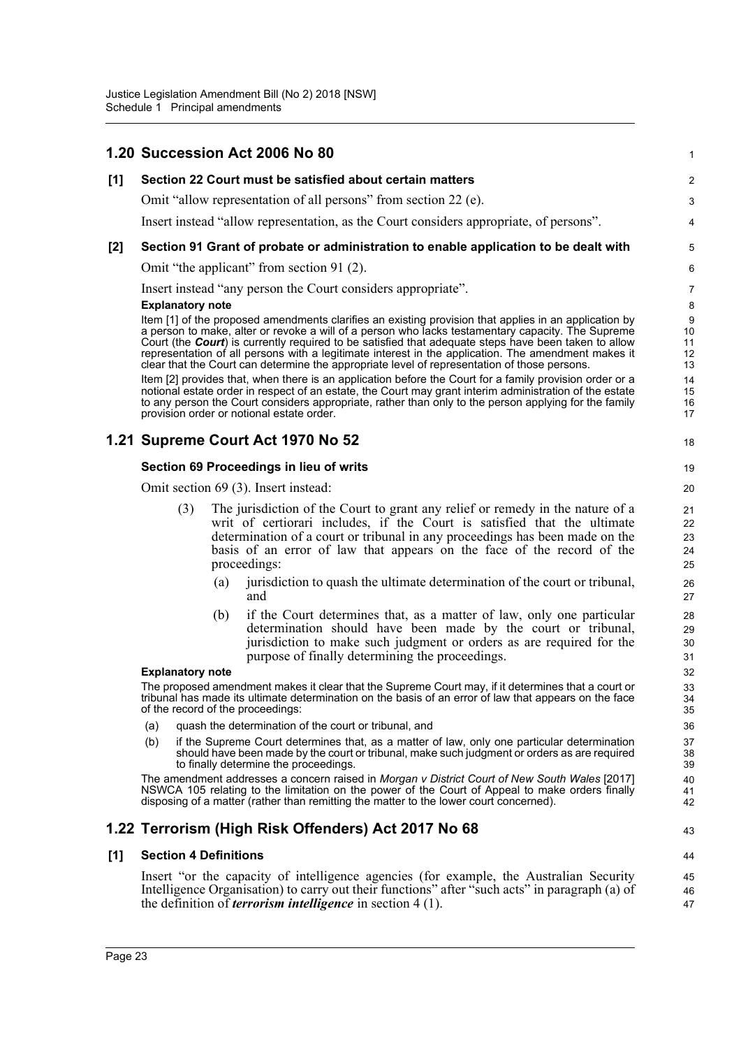## 1.20 Succession Act 2006 No 80

### [1] Section 22 Court must be satisfied about certain matters

Omit "allow representation of all persons" from section 22 (e).

Insert instead "allow representation, as the Court considers appropriate, of persons".

### [2] Section 91 Grant of probate or administration to enable application to be dealt with

Omit "the applicant" from section 91 (2).

Insert instead "any person the Court considers appropriate".

**Explanatory note**

Item [1] of the proposed amendments clarifies an existing provision that applies in an application by a person to make, alter or revoke a will of a person who lacks testamentary capacity. The Supreme Court (the ***Court***) is currently required to be satisfied that adequate steps have been taken to allow representation of all persons with a legitimate interest in the application. The amendment makes it clear that the Court can determine the appropriate level of representation of those persons.

Item [2] provides that, when there is an application before the Court for a family provision order or a notional estate order in respect of an estate, the Court may grant interim administration of the estate to any person the Court considers appropriate, rather than only to the person applying for the family provision order or notional estate order.

## 1.21 Supreme Court Act 1970 No 52

### Section 69 Proceedings in lieu of writs

Omit section 69 (3). Insert instead:

(3) The jurisdiction of the Court to grant any relief or remedy in the nature of a writ of certiorari includes, if the Court is satisfied that the ultimate determination of a court or tribunal in any proceedings has been made on the basis of an error of law that appears on the face of the record of the proceedings:

(a) jurisdiction to quash the ultimate determination of the court or tribunal, and

(b) if the Court determines that, as a matter of law, only one particular determination should have been made by the court or tribunal, jurisdiction to make such judgment or orders as are required for the purpose of finally determining the proceedings.

**Explanatory note**

The proposed amendment makes it clear that the Supreme Court may, if it determines that a court or tribunal has made its ultimate determination on the basis of an error of law that appears on the face of the record of the proceedings:

(a) quash the determination of the court or tribunal, and

(b) if the Supreme Court determines that, as a matter of law, only one particular determination should have been made by the court or tribunal, make such judgment or orders as are required to finally determine the proceedings.

The amendment addresses a concern raised in *Morgan v District Court of New South Wales* [2017] NSWCA 105 relating to the limitation on the power of the Court of Appeal to make orders finally disposing of a matter (rather than remitting the matter to the lower court concerned).

## 1.22 Terrorism (High Risk Offenders) Act 2017 No 68

### [1] Section 4 Definitions

Insert "or the capacity of intelligence agencies (for example, the Australian Security Intelligence Organisation) to carry out their functions" after "such acts" in paragraph (a) of the definition of ***terrorism intelligence*** in section 4 (1).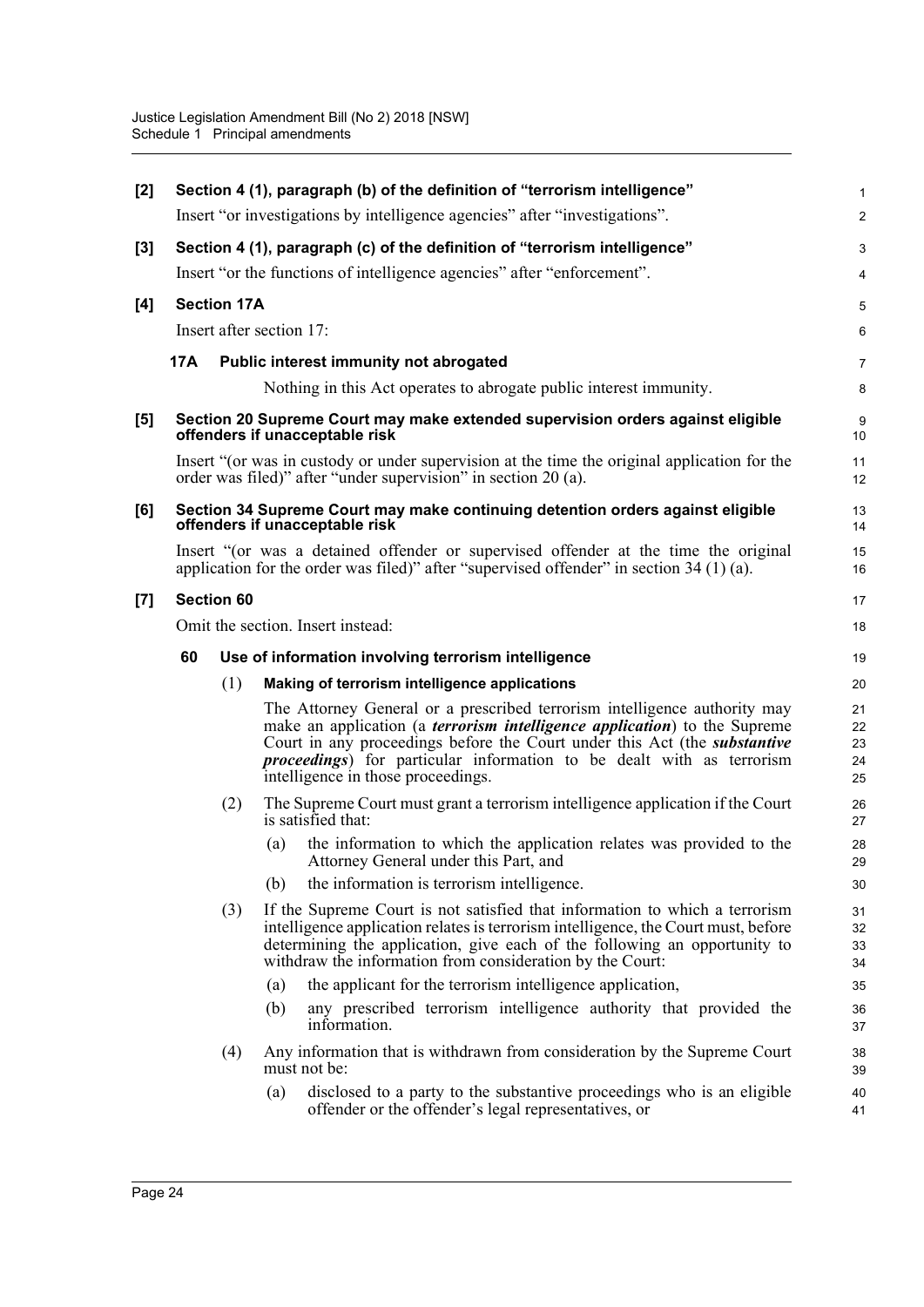**[2] Section 4 (1), paragraph (b) of the definition of "terrorism intelligence"**

Insert "or investigations by intelligence agencies" after "investigations".

**[3] Section 4 (1), paragraph (c) of the definition of "terrorism intelligence"**

Insert "or the functions of intelligence agencies" after "enforcement".

**[4] Section 17A**

Insert after section 17:

**17A Public interest immunity not abrogated**

Nothing in this Act operates to abrogate public interest immunity.

**[5] Section 20 Supreme Court may make extended supervision orders against eligible offenders if unacceptable risk**

Insert "(or was in custody or under supervision at the time the original application for the order was filed)" after "under supervision" in section 20 (a).

**[6] Section 34 Supreme Court may make continuing detention orders against eligible offenders if unacceptable risk**

Insert "(or was a detained offender or supervised offender at the time the original application for the order was filed)" after "supervised offender" in section 34 (1) (a).

**[7] Section 60**

Omit the section. Insert instead:

**60 Use of information involving terrorism intelligence**

(1) **Making of terrorism intelligence applications**

The Attorney General or a prescribed terrorism intelligence authority may make an application (a ***terrorism intelligence application***) to the Supreme Court in any proceedings before the Court under this Act (the ***substantive proceedings***) for particular information to be dealt with as terrorism intelligence in those proceedings.

(2) The Supreme Court must grant a terrorism intelligence application if the Court is satisfied that:

(a) the information to which the application relates was provided to the Attorney General under this Part, and

(b) the information is terrorism intelligence.

(3) If the Supreme Court is not satisfied that information to which a terrorism intelligence application relates is terrorism intelligence, the Court must, before determining the application, give each of the following an opportunity to withdraw the information from consideration by the Court:

(a) the applicant for the terrorism intelligence application,

(b) any prescribed terrorism intelligence authority that provided the information.

(4) Any information that is withdrawn from consideration by the Supreme Court must not be:

(a) disclosed to a party to the substantive proceedings who is an eligible offender or the offender's legal representatives, or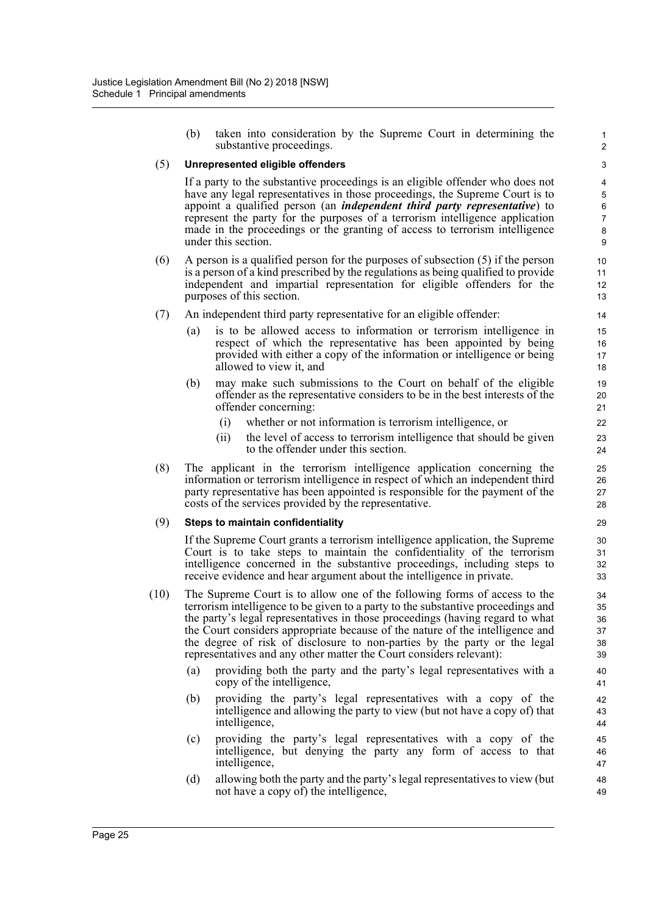(b) taken into consideration by the Supreme Court in determining the substantive proceedings.

(5) **Unrepresented eligible offenders**

If a party to the substantive proceedings is an eligible offender who does not have any legal representatives in those proceedings, the Supreme Court is to appoint a qualified person (an ***independent third party representative***) to represent the party for the purposes of a terrorism intelligence application made in the proceedings or the granting of access to terrorism intelligence under this section.

(6) A person is a qualified person for the purposes of subsection (5) if the person is a person of a kind prescribed by the regulations as being qualified to provide independent and impartial representation for eligible offenders for the purposes of this section.

(7) An independent third party representative for an eligible offender:

(a) is to be allowed access to information or terrorism intelligence in respect of which the representative has been appointed by being provided with either a copy of the information or intelligence or being allowed to view it, and

(b) may make such submissions to the Court on behalf of the eligible offender as the representative considers to be in the best interests of the offender concerning:

(i) whether or not information is terrorism intelligence, or

(ii) the level of access to terrorism intelligence that should be given to the offender under this section.

(8) The applicant in the terrorism intelligence application concerning the information or terrorism intelligence in respect of which an independent third party representative has been appointed is responsible for the payment of the costs of the services provided by the representative.

(9) **Steps to maintain confidentiality**

If the Supreme Court grants a terrorism intelligence application, the Supreme Court is to take steps to maintain the confidentiality of the terrorism intelligence concerned in the substantive proceedings, including steps to receive evidence and hear argument about the intelligence in private.

(10) The Supreme Court is to allow one of the following forms of access to the terrorism intelligence to be given to a party to the substantive proceedings and the party's legal representatives in those proceedings (having regard to what the Court considers appropriate because of the nature of the intelligence and the degree of risk of disclosure to non-parties by the party or the legal representatives and any other matter the Court considers relevant):

(a) providing both the party and the party's legal representatives with a copy of the intelligence,

(b) providing the party's legal representatives with a copy of the intelligence and allowing the party to view (but not have a copy of) that intelligence,

(c) providing the party's legal representatives with a copy of the intelligence, but denying the party any form of access to that intelligence,

(d) allowing both the party and the party's legal representatives to view (but not have a copy of) the intelligence,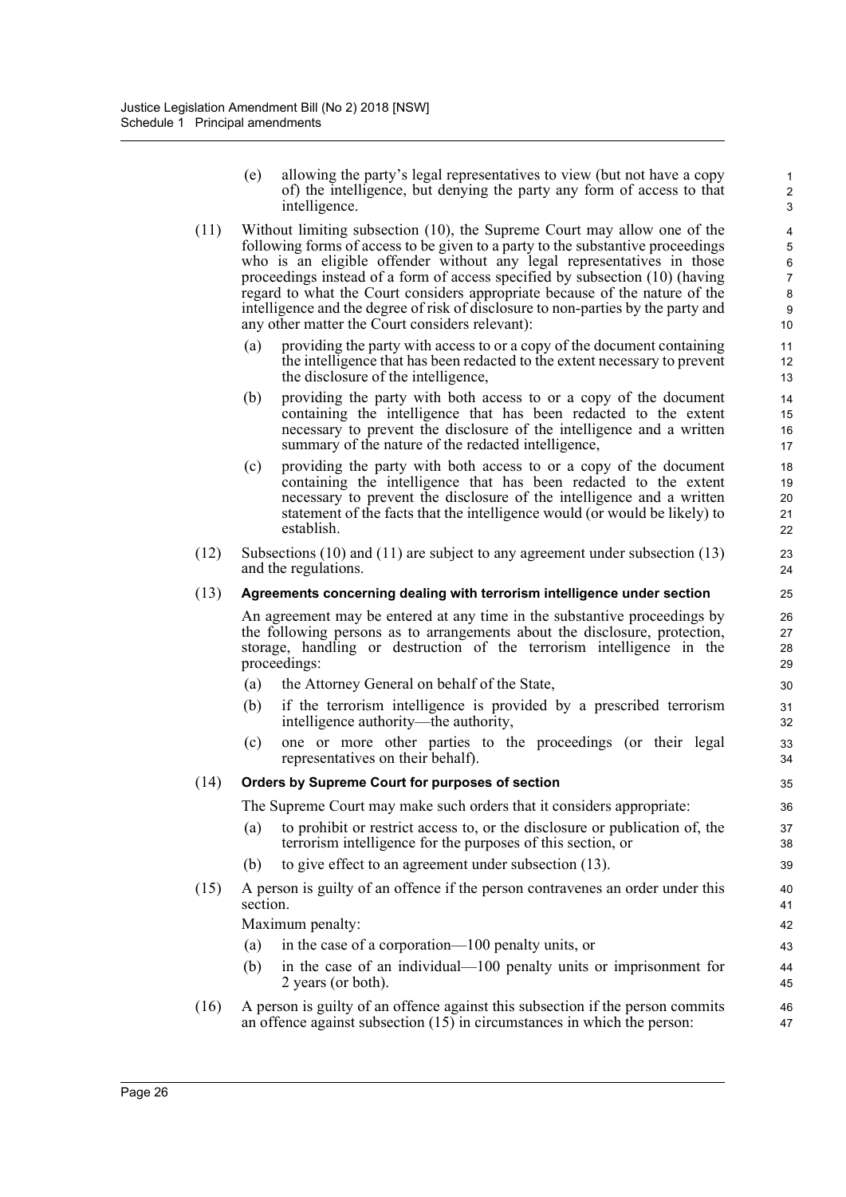(e) allowing the party's legal representatives to view (but not have a copy of) the intelligence, but denying the party any form of access to that intelligence.

(11) Without limiting subsection (10), the Supreme Court may allow one of the following forms of access to be given to a party to the substantive proceedings who is an eligible offender without any legal representatives in those proceedings instead of a form of access specified by subsection (10) (having regard to what the Court considers appropriate because of the nature of the intelligence and the degree of risk of disclosure to non-parties by the party and any other matter the Court considers relevant):

(a) providing the party with access to or a copy of the document containing the intelligence that has been redacted to the extent necessary to prevent the disclosure of the intelligence,

(b) providing the party with both access to or a copy of the document containing the intelligence that has been redacted to the extent necessary to prevent the disclosure of the intelligence and a written summary of the nature of the redacted intelligence,

(c) providing the party with both access to or a copy of the document containing the intelligence that has been redacted to the extent necessary to prevent the disclosure of the intelligence and a written statement of the facts that the intelligence would (or would be likely) to establish.

(12) Subsections (10) and (11) are subject to any agreement under subsection (13) and the regulations.

(13) **Agreements concerning dealing with terrorism intelligence under section**

An agreement may be entered at any time in the substantive proceedings by the following persons as to arrangements about the disclosure, protection, storage, handling or destruction of the terrorism intelligence in the proceedings:

(a) the Attorney General on behalf of the State,

(b) if the terrorism intelligence is provided by a prescribed terrorism intelligence authority—the authority,

(c) one or more other parties to the proceedings (or their legal representatives on their behalf).

(14) **Orders by Supreme Court for purposes of section**

The Supreme Court may make such orders that it considers appropriate:

(a) to prohibit or restrict access to, or the disclosure or publication of, the terrorism intelligence for the purposes of this section, or

(b) to give effect to an agreement under subsection (13).

(15) A person is guilty of an offence if the person contravenes an order under this section.

Maximum penalty:

(a) in the case of a corporation—100 penalty units, or

(b) in the case of an individual—100 penalty units or imprisonment for 2 years (or both).

(16) A person is guilty of an offence against this subsection if the person commits an offence against subsection (15) in circumstances in which the person: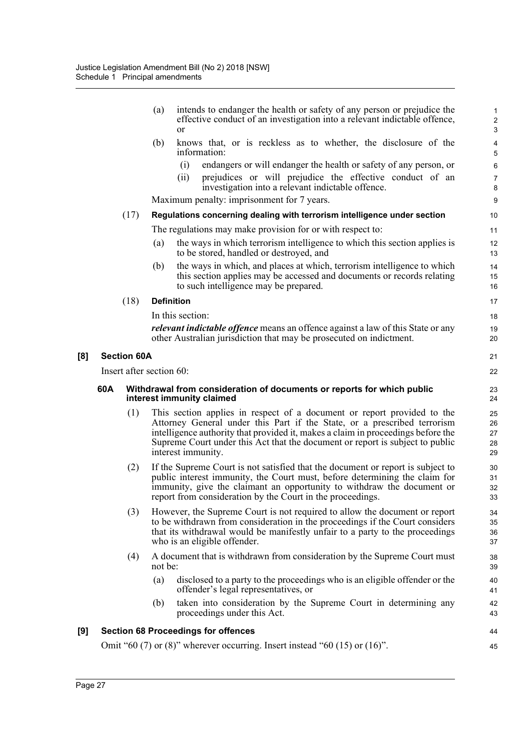(a) intends to endanger the health or safety of any person or prejudice the effective conduct of an investigation into a relevant indictable offence, or

(b) knows that, or is reckless as to whether, the disclosure of the information:

(i) endangers or will endanger the health or safety of any person, or

(ii) prejudices or will prejudice the effective conduct of an investigation into a relevant indictable offence.

Maximum penalty: imprisonment for 7 years.

(17) **Regulations concerning dealing with terrorism intelligence under section**

The regulations may make provision for or with respect to:

(a) the ways in which terrorism intelligence to which this section applies is to be stored, handled or destroyed, and

(b) the ways in which, and places at which, terrorism intelligence to which this section applies may be accessed and documents or records relating to such intelligence may be prepared.

(18) **Definition**

In this section:

***relevant indictable offence*** means an offence against a law of this State or any other Australian jurisdiction that may be prosecuted on indictment.

## [8] Section 60A

Insert after section 60:

### 60A Withdrawal from consideration of documents or reports for which public interest immunity claimed

(1) This section applies in respect of a document or report provided to the Attorney General under this Part if the State, or a prescribed terrorism intelligence authority that provided it, makes a claim in proceedings before the Supreme Court under this Act that the document or report is subject to public interest immunity.

(2) If the Supreme Court is not satisfied that the document or report is subject to public interest immunity, the Court must, before determining the claim for immunity, give the claimant an opportunity to withdraw the document or report from consideration by the Court in the proceedings.

(3) However, the Supreme Court is not required to allow the document or report to be withdrawn from consideration in the proceedings if the Court considers that its withdrawal would be manifestly unfair to a party to the proceedings who is an eligible offender.

(4) A document that is withdrawn from consideration by the Supreme Court must not be:

(a) disclosed to a party to the proceedings who is an eligible offender or the offender's legal representatives, or

(b) taken into consideration by the Supreme Court in determining any proceedings under this Act.

## [9] Section 68 Proceedings for offences

Omit "60 (7) or (8)" wherever occurring. Insert instead "60 (15) or (16)".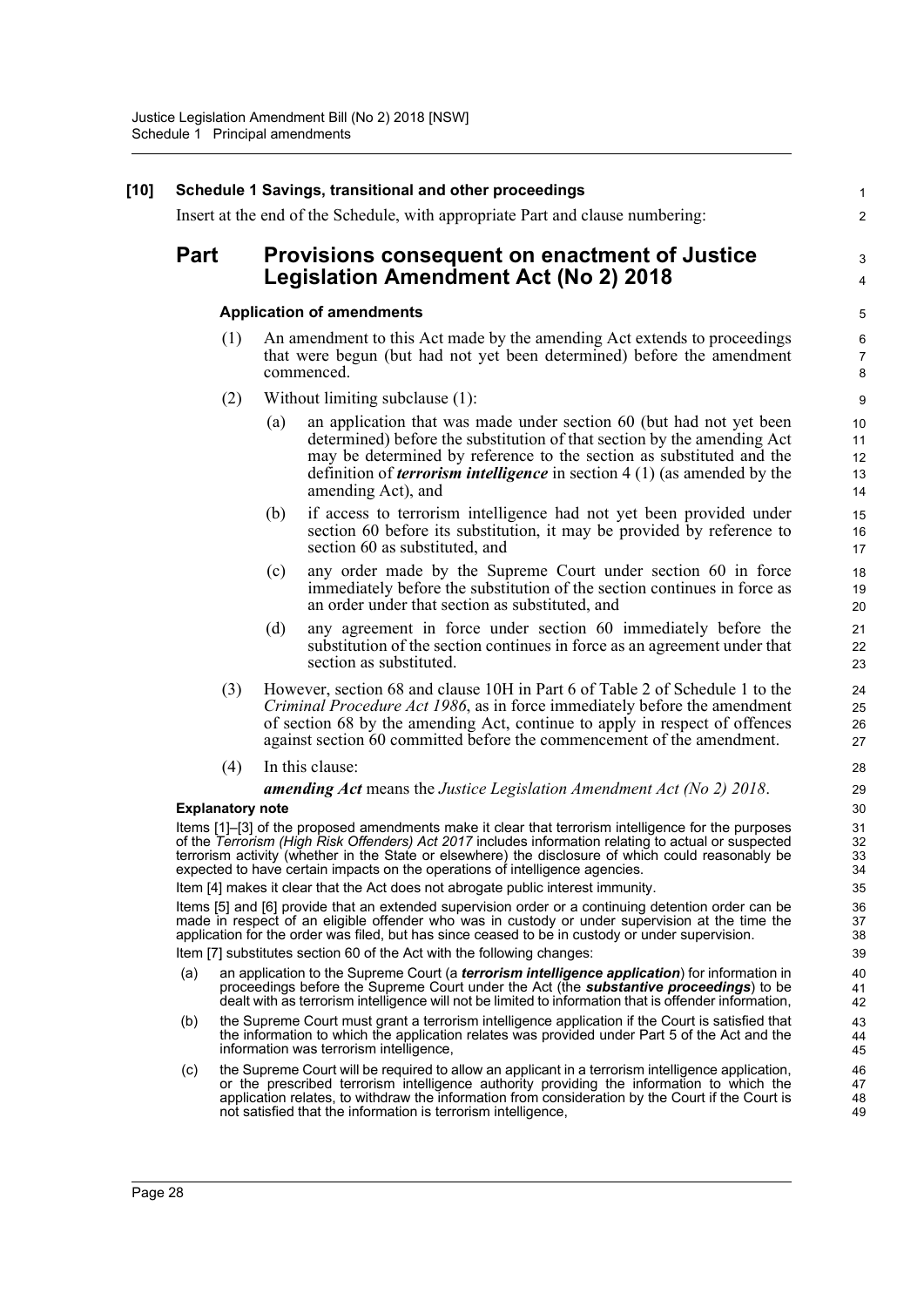**[10] Schedule 1 Savings, transitional and other proceedings**

Insert at the end of the Schedule, with appropriate Part and clause numbering:

## Part Provisions consequent on enactment of Justice Legislation Amendment Act (No 2) 2018

### Application of amendments

(1) An amendment to this Act made by the amending Act extends to proceedings that were begun (but had not yet been determined) before the amendment commenced.

(2) Without limiting subclause (1):

(a) an application that was made under section 60 (but had not yet been determined) before the substitution of that section by the amending Act may be determined by reference to the section as substituted and the definition of ***terrorism intelligence*** in section 4 (1) (as amended by the amending Act), and

(b) if access to terrorism intelligence had not yet been provided under section 60 before its substitution, it may be provided by reference to section 60 as substituted, and

(c) any order made by the Supreme Court under section 60 in force immediately before the substitution of the section continues in force as an order under that section as substituted, and

(d) any agreement in force under section 60 immediately before the substitution of the section continues in force as an agreement under that section as substituted.

(3) However, section 68 and clause 10H in Part 6 of Table 2 of Schedule 1 to the *Criminal Procedure Act 1986*, as in force immediately before the amendment of section 68 by the amending Act, continue to apply in respect of offences against section 60 committed before the commencement of the amendment.

(4) In this clause:

***amending Act*** means the *Justice Legislation Amendment Act (No 2) 2018*.

**Explanatory note**

Items [1]–[3] of the proposed amendments make it clear that terrorism intelligence for the purposes of the *Terrorism (High Risk Offenders) Act 2017* includes information relating to actual or suspected terrorism activity (whether in the State or elsewhere) the disclosure of which could reasonably be expected to have certain impacts on the operations of intelligence agencies.

Item [4] makes it clear that the Act does not abrogate public interest immunity.

Items [5] and [6] provide that an extended supervision order or a continuing detention order can be made in respect of an eligible offender who was in custody or under supervision at the time the application for the order was filed, but has since ceased to be in custody or under supervision.

Item [7] substitutes section 60 of the Act with the following changes:

(a) an application to the Supreme Court (a ***terrorism intelligence application***) for information in proceedings before the Supreme Court under the Act (the ***substantive proceedings***) to be dealt with as terrorism intelligence will not be limited to information that is offender information,

(b) the Supreme Court must grant a terrorism intelligence application if the Court is satisfied that the information to which the application relates was provided under Part 5 of the Act and the information was terrorism intelligence,

(c) the Supreme Court will be required to allow an applicant in a terrorism intelligence application, or the prescribed terrorism intelligence authority providing the information to which the application relates, to withdraw the information from consideration by the Court if the Court is not satisfied that the information is terrorism intelligence,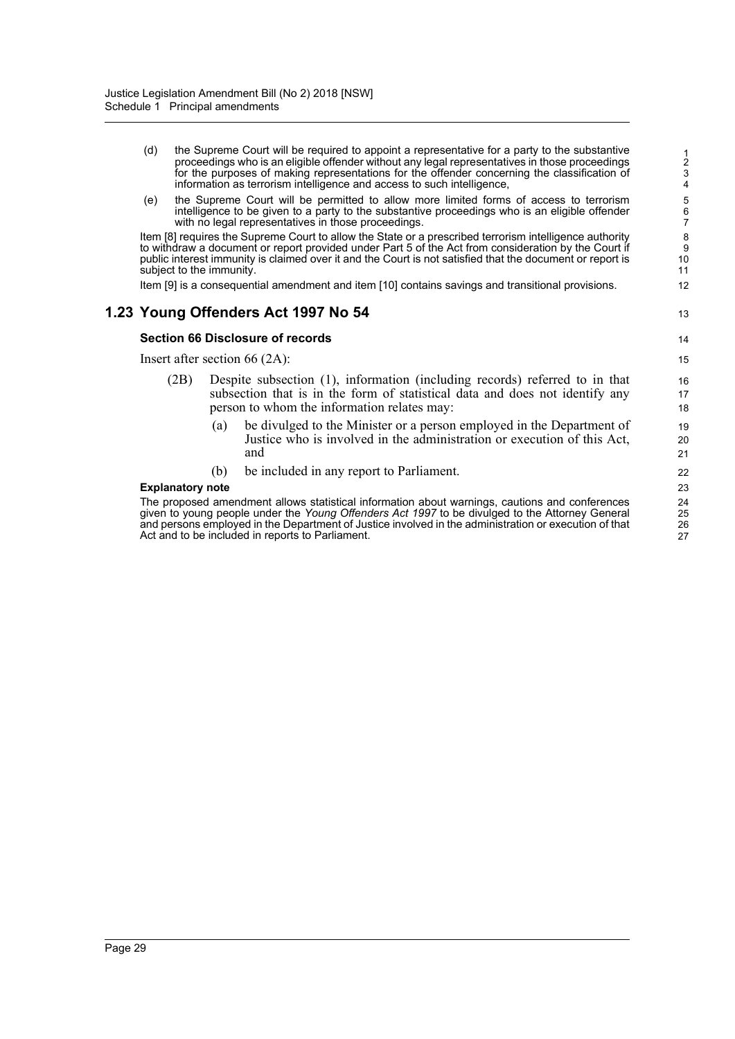(d) the Supreme Court will be required to appoint a representative for a party to the substantive proceedings who is an eligible offender without any legal representatives in those proceedings for the purposes of making representations for the offender concerning the classification of information as terrorism intelligence and access to such intelligence,

(e) the Supreme Court will be permitted to allow more limited forms of access to terrorism intelligence to be given to a party to the substantive proceedings who is an eligible offender with no legal representatives in those proceedings.

Item [8] requires the Supreme Court to allow the State or a prescribed terrorism intelligence authority to withdraw a document or report provided under Part 5 of the Act from consideration by the Court if public interest immunity is claimed over it and the Court is not satisfied that the document or report is subject to the immunity.

Item [9] is a consequential amendment and item [10] contains savings and transitional provisions.

## 1.23 Young Offenders Act 1997 No 54

### Section 66 Disclosure of records

Insert after section 66 (2A):

(2B) Despite subsection (1), information (including records) referred to in that subsection that is in the form of statistical data and does not identify any person to whom the information relates may:

(a) be divulged to the Minister or a person employed in the Department of Justice who is involved in the administration or execution of this Act, and

(b) be included in any report to Parliament.

**Explanatory note**

The proposed amendment allows statistical information about warnings, cautions and conferences given to young people under the *Young Offenders Act 1997* to be divulged to the Attorney General and persons employed in the Department of Justice involved in the administration or execution of that Act and to be included in reports to Parliament.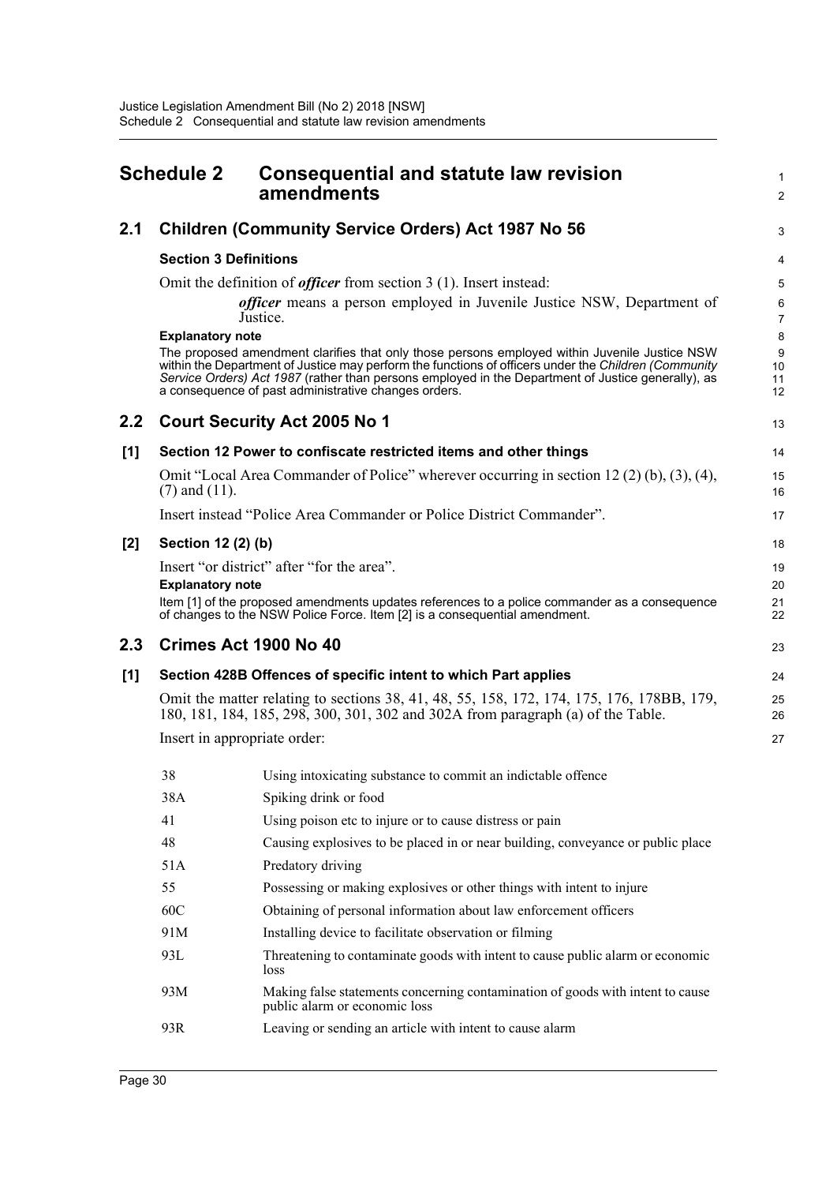# Schedule 2 Consequential and statute law revision amendments

## 2.1 Children (Community Service Orders) Act 1987 No 56

### Section 3 Definitions

Omit the definition of ***officer*** from section 3 (1). Insert instead:

> ***officer*** means a person employed in Juvenile Justice NSW, Department of Justice.

**Explanatory note**

The proposed amendment clarifies that only those persons employed within Juvenile Justice NSW within the Department of Justice may perform the functions of officers under the *Children (Community Service Orders) Act 1987* (rather than persons employed in the Department of Justice generally), as a consequence of past administrative changes orders.

## 2.2 Court Security Act 2005 No 1

### [1] Section 12 Power to confiscate restricted items and other things

Omit "Local Area Commander of Police" wherever occurring in section 12 (2) (b), (3), (4), (7) and (11).

Insert instead "Police Area Commander or Police District Commander".

### [2] Section 12 (2) (b)

Insert "or district" after "for the area".

**Explanatory note**

Item [1] of the proposed amendments updates references to a police commander as a consequence of changes to the NSW Police Force. Item [2] is a consequential amendment.

## 2.3 Crimes Act 1900 No 40

### [1] Section 428B Offences of specific intent to which Part applies

Omit the matter relating to sections 38, 41, 48, 55, 158, 172, 174, 175, 176, 178BB, 179, 180, 181, 184, 185, 298, 300, 301, 302 and 302A from paragraph (a) of the Table.

Insert in appropriate order:

| | |
|---|---|
| 38 | Using intoxicating substance to commit an indictable offence |
| 38A | Spiking drink or food |
| 41 | Using poison etc to injure or to cause distress or pain |
| 48 | Causing explosives to be placed in or near building, conveyance or public place |
| 51A | Predatory driving |
| 55 | Possessing or making explosives or other things with intent to injure |
| 60C | Obtaining of personal information about law enforcement officers |
| 91M | Installing device to facilitate observation or filming |
| 93L | Threatening to contaminate goods with intent to cause public alarm or economic loss |
| 93M | Making false statements concerning contamination of goods with intent to cause public alarm or economic loss |
| 93R | Leaving or sending an article with intent to cause alarm |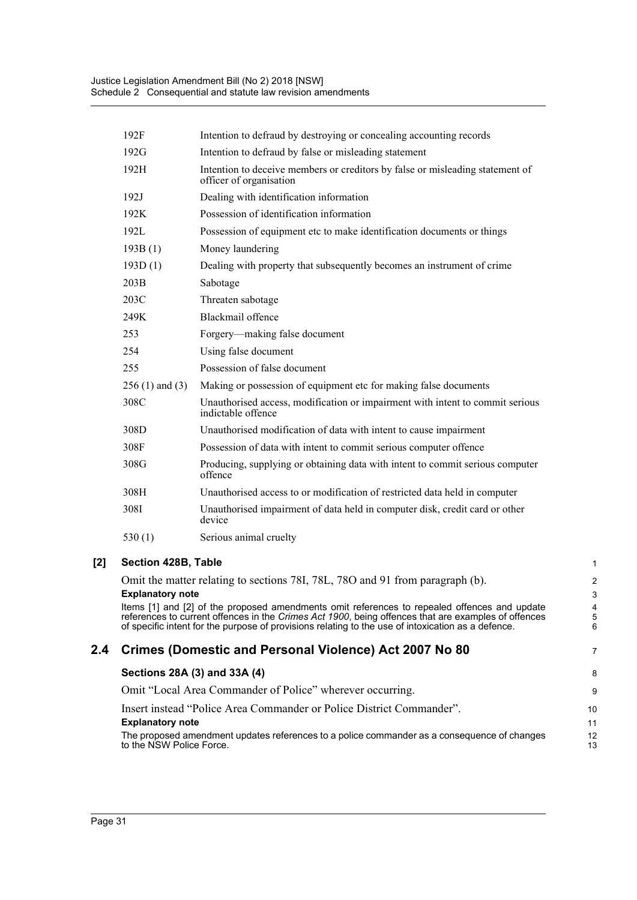| | |
|---|---|
| 192F | Intention to defraud by destroying or concealing accounting records |
| 192G | Intention to defraud by false or misleading statement |
| 192H | Intention to deceive members or creditors by false or misleading statement of officer of organisation |
| 192J | Dealing with identification information |
| 192K | Possession of identification information |
| 192L | Possession of equipment etc to make identification documents or things |
| 193B (1) | Money laundering |
| 193D (1) | Dealing with property that subsequently becomes an instrument of crime |
| 203B | Sabotage |
| 203C | Threaten sabotage |
| 249K | Blackmail offence |
| 253 | Forgery—making false document |
| 254 | Using false document |
| 255 | Possession of false document |
| 256 (1) and (3) | Making or possession of equipment etc for making false documents |
| 308C | Unauthorised access, modification or impairment with intent to commit serious indictable offence |
| 308D | Unauthorised modification of data with intent to cause impairment |
| 308F | Possession of data with intent to commit serious computer offence |
| 308G | Producing, supplying or obtaining data with intent to commit serious computer offence |
| 308H | Unauthorised access to or modification of restricted data held in computer |
| 308I | Unauthorised impairment of data held in computer disk, credit card or other device |
| 530 (1) | Serious animal cruelty |

**[2] Section 428B, Table**

Omit the matter relating to sections 78I, 78L, 78O and 91 from paragraph (b).

**Explanatory note**

Items [1] and [2] of the proposed amendments omit references to repealed offences and update references to current offences in the *Crimes Act 1900*, being offences that are examples of offences of specific intent for the purpose of provisions relating to the use of intoxication as a defence.

## 2.4 Crimes (Domestic and Personal Violence) Act 2007 No 80

**Sections 28A (3) and 33A (4)**

Omit "Local Area Commander of Police" wherever occurring.

Insert instead "Police Area Commander or Police District Commander".

**Explanatory note**

The proposed amendment updates references to a police commander as a consequence of changes to the NSW Police Force.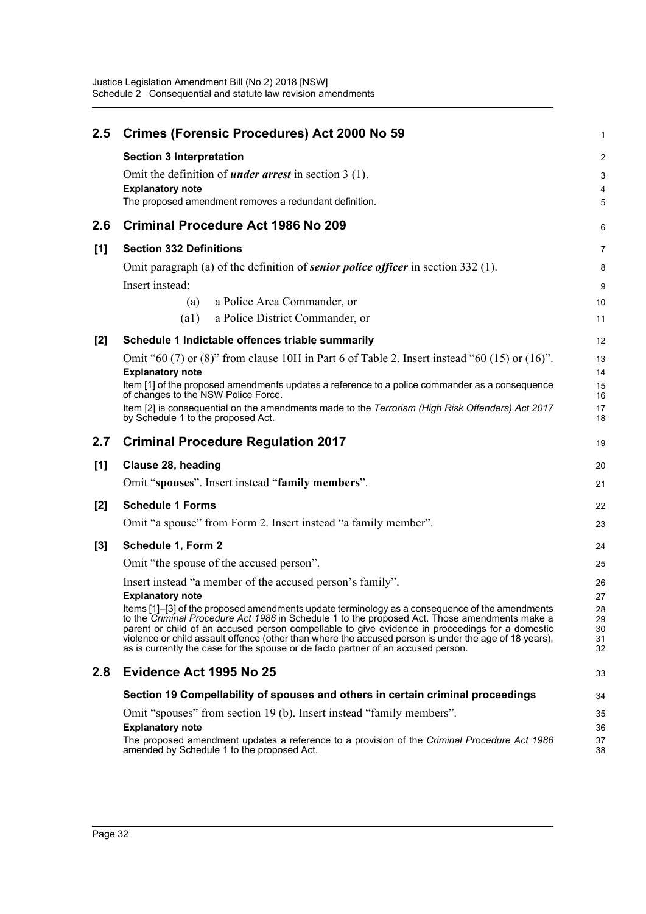## 2.5 Crimes (Forensic Procedures) Act 2000 No 59

### Section 3 Interpretation

Omit the definition of ***under arrest*** in section 3 (1).

**Explanatory note**

The proposed amendment removes a redundant definition.

## 2.6 Criminal Procedure Act 1986 No 209

### [1] Section 332 Definitions

Omit paragraph (a) of the definition of ***senior police officer*** in section 332 (1).

Insert instead:

(a) a Police Area Commander, or

(a1) a Police District Commander, or

### [2] Schedule 1 Indictable offences triable summarily

Omit "60 (7) or (8)" from clause 10H in Part 6 of Table 2. Insert instead "60 (15) or (16)".

**Explanatory note**

Item [1] of the proposed amendments updates a reference to a police commander as a consequence of changes to the NSW Police Force.

Item [2] is consequential on the amendments made to the *Terrorism (High Risk Offenders) Act 2017* by Schedule 1 to the proposed Act.

## 2.7 Criminal Procedure Regulation 2017

### [1] Clause 28, heading

Omit "**spouses**". Insert instead "**family members**".

### [2] Schedule 1 Forms

Omit "a spouse" from Form 2. Insert instead "a family member".

### [3] Schedule 1, Form 2

Omit "the spouse of the accused person".

Insert instead "a member of the accused person's family".

**Explanatory note**

Items [1]–[3] of the proposed amendments update terminology as a consequence of the amendments to the *Criminal Procedure Act 1986* in Schedule 1 to the proposed Act. Those amendments make a parent or child of an accused person compellable to give evidence in proceedings for a domestic violence or child assault offence (other than where the accused person is under the age of 18 years), as is currently the case for the spouse or de facto partner of an accused person.

## 2.8 Evidence Act 1995 No 25

### Section 19 Compellability of spouses and others in certain criminal proceedings

Omit "spouses" from section 19 (b). Insert instead "family members".

**Explanatory note**

The proposed amendment updates a reference to a provision of the *Criminal Procedure Act 1986* amended by Schedule 1 to the proposed Act.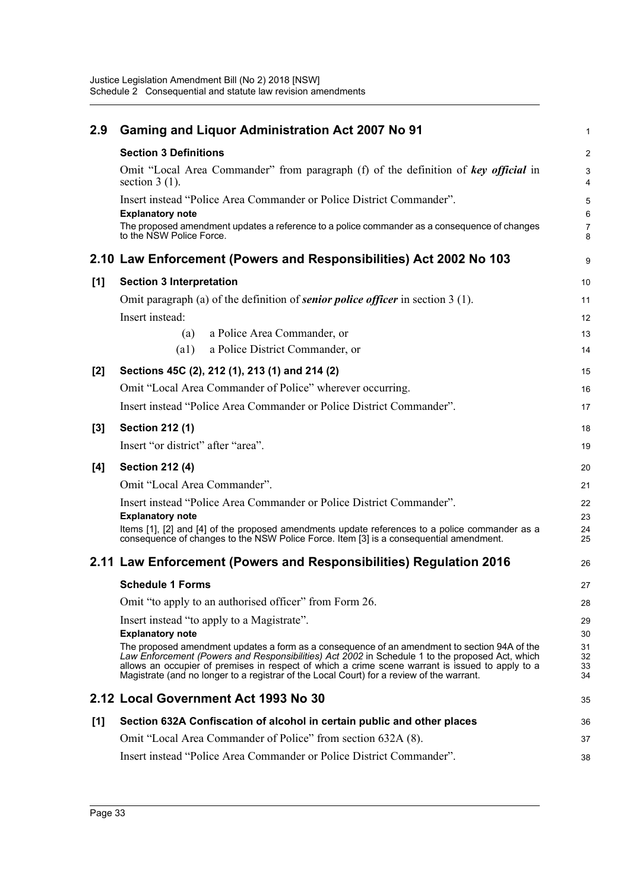## 2.9 Gaming and Liquor Administration Act 2007 No 91

### Section 3 Definitions

Omit "Local Area Commander" from paragraph (f) of the definition of ***key official*** in section 3 (1).

Insert instead "Police Area Commander or Police District Commander".

**Explanatory note**

The proposed amendment updates a reference to a police commander as a consequence of changes to the NSW Police Force.

## 2.10 Law Enforcement (Powers and Responsibilities) Act 2002 No 103

### [1] Section 3 Interpretation

Omit paragraph (a) of the definition of ***senior police officer*** in section 3 (1).

Insert instead:

(a) a Police Area Commander, or

(a1) a Police District Commander, or

### [2] Sections 45C (2), 212 (1), 213 (1) and 214 (2)

Omit "Local Area Commander of Police" wherever occurring.

Insert instead "Police Area Commander or Police District Commander".

### [3] Section 212 (1)

Insert "or district" after "area".

### [4] Section 212 (4)

Omit "Local Area Commander".

Insert instead "Police Area Commander or Police District Commander".

**Explanatory note**

Items [1], [2] and [4] of the proposed amendments update references to a police commander as a consequence of changes to the NSW Police Force. Item [3] is a consequential amendment.

## 2.11 Law Enforcement (Powers and Responsibilities) Regulation 2016

### Schedule 1 Forms

Omit "to apply to an authorised officer" from Form 26.

Insert instead "to apply to a Magistrate".

**Explanatory note**

The proposed amendment updates a form as a consequence of an amendment to section 94A of the *Law Enforcement (Powers and Responsibilities) Act 2002* in Schedule 1 to the proposed Act, which allows an occupier of premises in respect of which a crime scene warrant is issued to apply to a Magistrate (and no longer to a registrar of the Local Court) for a review of the warrant.

## 2.12 Local Government Act 1993 No 30

### [1] Section 632A Confiscation of alcohol in certain public and other places

Omit "Local Area Commander of Police" from section 632A (8).

Insert instead "Police Area Commander or Police District Commander".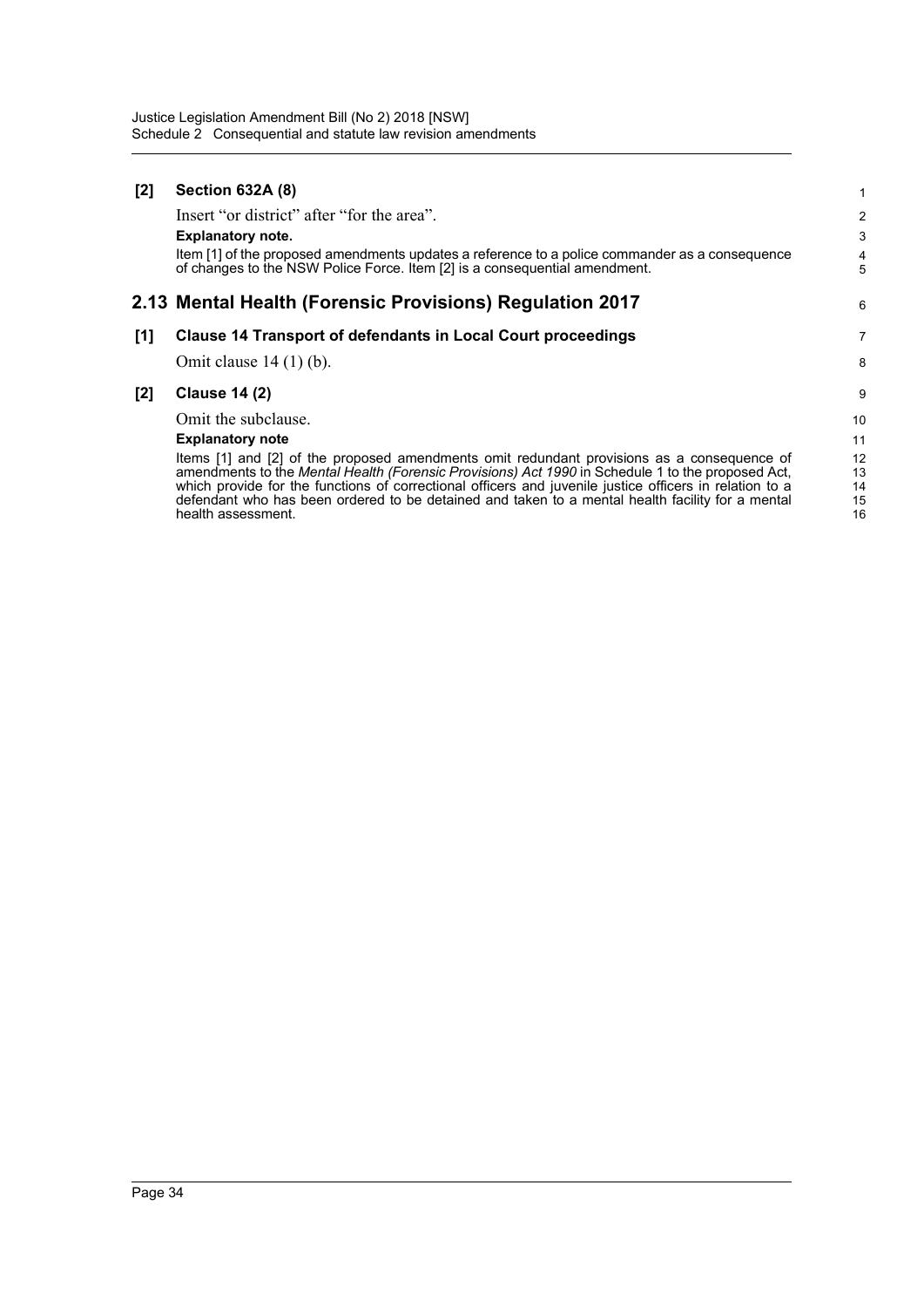**[2] Section 632A (8)**

Insert "or district" after "for the area".

**Explanatory note.**

Item [1] of the proposed amendments updates a reference to a police commander as a consequence of changes to the NSW Police Force. Item [2] is a consequential amendment.

## 2.13 Mental Health (Forensic Provisions) Regulation 2017

**[1] Clause 14 Transport of defendants in Local Court proceedings**

Omit clause 14 (1) (b).

**[2] Clause 14 (2)**

Omit the subclause.

**Explanatory note**

Items [1] and [2] of the proposed amendments omit redundant provisions as a consequence of amendments to the *Mental Health (Forensic Provisions) Act 1990* in Schedule 1 to the proposed Act, which provide for the functions of correctional officers and juvenile justice officers in relation to a defendant who has been ordered to be detained and taken to a mental health facility for a mental health assessment.